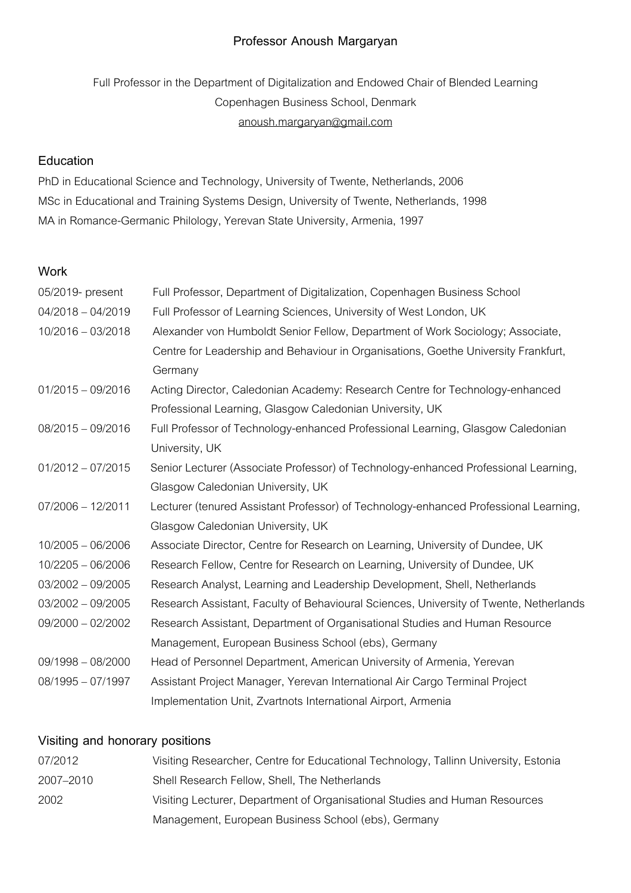# Professor Anoush Margaryan

Full Professor in the Department of Digitalization and Endowed Chair of Blended Learning
Copenhagen Business School, Denmark
anoush.margaryan@gmail.com

## Education

PhD in Educational Science and Technology, University of Twente, Netherlands, 2006
MSc in Educational and Training Systems Design, University of Twente, Netherlands, 1998
MA in Romance-Germanic Philology, Yerevan State University, Armenia, 1997

## Work

| | |
|---|---|
| 05/2019- present | Full Professor, Department of Digitalization, Copenhagen Business School |
| 04/2018 – 04/2019 | Full Professor of Learning Sciences, University of West London, UK |
| 10/2016 – 03/2018 | Alexander von Humboldt Senior Fellow, Department of Work Sociology; Associate, Centre for Leadership and Behaviour in Organisations, Goethe University Frankfurt, Germany |
| 01/2015 – 09/2016 | Acting Director, Caledonian Academy: Research Centre for Technology-enhanced Professional Learning, Glasgow Caledonian University, UK |
| 08/2015 – 09/2016 | Full Professor of Technology-enhanced Professional Learning, Glasgow Caledonian University, UK |
| 01/2012 – 07/2015 | Senior Lecturer (Associate Professor) of Technology-enhanced Professional Learning, Glasgow Caledonian University, UK |
| 07/2006 – 12/2011 | Lecturer (tenured Assistant Professor) of Technology-enhanced Professional Learning, Glasgow Caledonian University, UK |
| 10/2005 – 06/2006 | Associate Director, Centre for Research on Learning, University of Dundee, UK |
| 10/2205 – 06/2006 | Research Fellow, Centre for Research on Learning, University of Dundee, UK |
| 03/2002 – 09/2005 | Research Analyst, Learning and Leadership Development, Shell, Netherlands |
| 03/2002 – 09/2005 | Research Assistant, Faculty of Behavioural Sciences, University of Twente, Netherlands |
| 09/2000 – 02/2002 | Research Assistant, Department of Organisational Studies and Human Resource Management, European Business School (ebs), Germany |
| 09/1998 – 08/2000 | Head of Personnel Department, American University of Armenia, Yerevan |
| 08/1995 – 07/1997 | Assistant Project Manager, Yerevan International Air Cargo Terminal Project Implementation Unit, Zvartnots International Airport, Armenia |

## Visiting and honorary positions

| | |
|---|---|
| 07/2012 | Visiting Researcher, Centre for Educational Technology, Tallinn University, Estonia |
| 2007–2010 | Shell Research Fellow, Shell, The Netherlands |
| 2002 | Visiting Lecturer, Department of Organisational Studies and Human Resources Management, European Business School (ebs), Germany |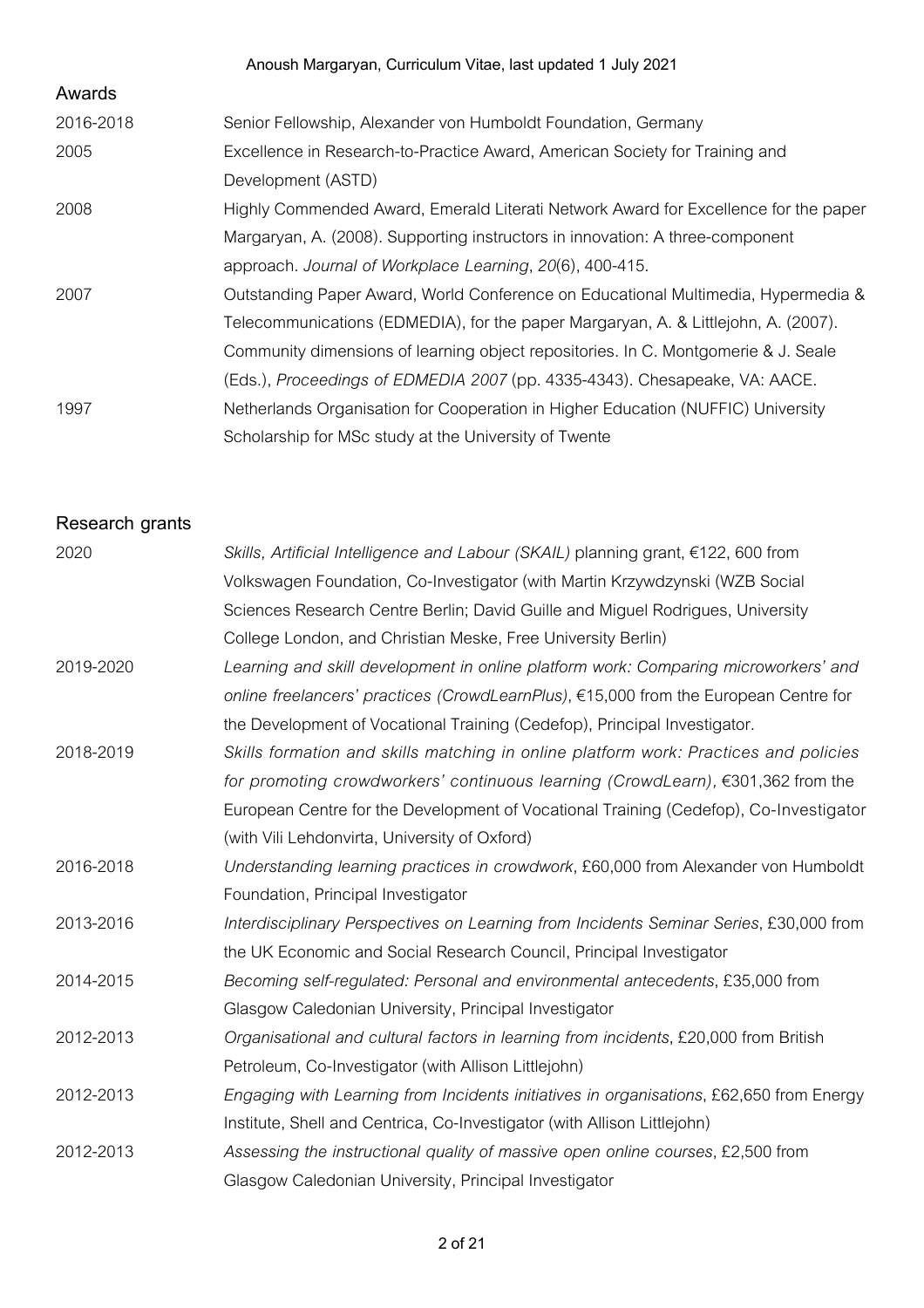## Awards

| | |
|---|---|
| 2016-2018 | Senior Fellowship, Alexander von Humboldt Foundation, Germany |
| 2005 | Excellence in Research-to-Practice Award, American Society for Training and Development (ASTD) |
| 2008 | Highly Commended Award, Emerald Literati Network Award for Excellence for the paper Margaryan, A. (2008). Supporting instructors in innovation: A three-component approach. *Journal of Workplace Learning*, *20*(6), 400-415. |
| 2007 | Outstanding Paper Award, World Conference on Educational Multimedia, Hypermedia & Telecommunications (EDMEDIA), for the paper Margaryan, A. & Littlejohn, A. (2007). Community dimensions of learning object repositories. In C. Montgomerie & J. Seale (Eds.), *Proceedings of EDMEDIA 2007* (pp. 4335-4343). Chesapeake, VA: AACE. |
| 1997 | Netherlands Organisation for Cooperation in Higher Education (NUFFIC) University Scholarship for MSc study at the University of Twente |

## Research grants

| | |
|---|---|
| 2020 | *Skills, Artificial Intelligence and Labour (SKAIL)* planning grant, €122, 600 from Volkswagen Foundation, Co-Investigator (with Martin Krzywdzynski (WZB Social Sciences Research Centre Berlin; David Guille and Miguel Rodrigues, University College London, and Christian Meske, Free University Berlin) |
| 2019-2020 | *Learning and skill development in online platform work: Comparing microworkers' and online freelancers' practices (CrowdLearnPlus)*, €15,000 from the European Centre for the Development of Vocational Training (Cedefop), Principal Investigator. |
| 2018-2019 | *Skills formation and skills matching in online platform work: Practices and policies for promoting crowdworkers' continuous learning (CrowdLearn)*, €301,362 from the European Centre for the Development of Vocational Training (Cedefop), Co-Investigator (with Vili Lehdonvirta, University of Oxford) |
| 2016-2018 | *Understanding learning practices in crowdwork*, £60,000 from Alexander von Humboldt Foundation, Principal Investigator |
| 2013-2016 | *Interdisciplinary Perspectives on Learning from Incidents Seminar Series*, £30,000 from the UK Economic and Social Research Council, Principal Investigator |
| 2014-2015 | *Becoming self-regulated: Personal and environmental antecedents*, £35,000 from Glasgow Caledonian University, Principal Investigator |
| 2012-2013 | *Organisational and cultural factors in learning from incidents*, £20,000 from British Petroleum, Co-Investigator (with Allison Littlejohn) |
| 2012-2013 | *Engaging with Learning from Incidents initiatives in organisations*, £62,650 from Energy Institute, Shell and Centrica, Co-Investigator (with Allison Littlejohn) |
| 2012-2013 | *Assessing the instructional quality of massive open online courses*, £2,500 from Glasgow Caledonian University, Principal Investigator |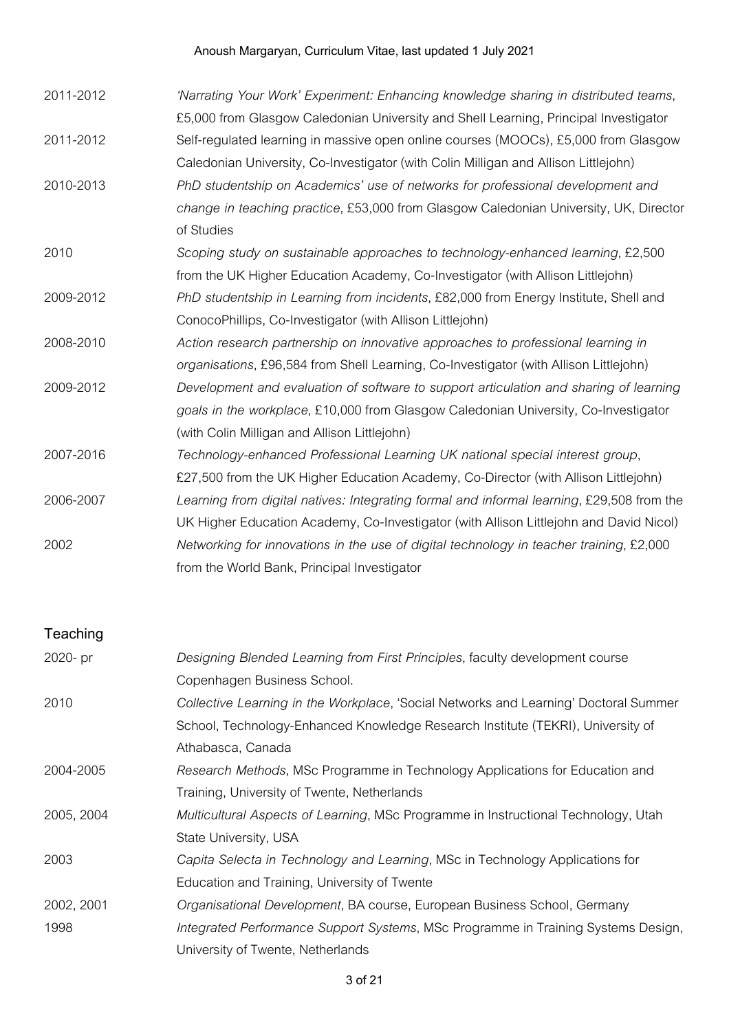2011-2012 *'Narrating Your Work' Experiment: Enhancing knowledge sharing in distributed teams*, £5,000 from Glasgow Caledonian University and Shell Learning, Principal Investigator

2011-2012 Self-regulated learning in massive open online courses (MOOCs), £5,000 from Glasgow Caledonian University, Co-Investigator (with Colin Milligan and Allison Littlejohn)

2010-2013 *PhD studentship on Academics' use of networks for professional development and change in teaching practice*, £53,000 from Glasgow Caledonian University, UK, Director of Studies

2010 *Scoping study on sustainable approaches to technology-enhanced learning*, £2,500 from the UK Higher Education Academy, Co-Investigator (with Allison Littlejohn)

2009-2012 *PhD studentship in Learning from incidents*, £82,000 from Energy Institute, Shell and ConocoPhillips, Co-Investigator (with Allison Littlejohn)

2008-2010 *Action research partnership on innovative approaches to professional learning in organisations*, £96,584 from Shell Learning, Co-Investigator (with Allison Littlejohn)

2009-2012 *Development and evaluation of software to support articulation and sharing of learning goals in the workplace*, £10,000 from Glasgow Caledonian University, Co-Investigator (with Colin Milligan and Allison Littlejohn)

2007-2016 *Technology-enhanced Professional Learning UK national special interest group*, £27,500 from the UK Higher Education Academy, Co-Director (with Allison Littlejohn)

2006-2007 *Learning from digital natives: Integrating formal and informal learning*, £29,508 from the UK Higher Education Academy, Co-Investigator (with Allison Littlejohn and David Nicol)

2002 *Networking for innovations in the use of digital technology in teacher training*, £2,000 from the World Bank, Principal Investigator

## Teaching

2020- pr *Designing Blended Learning from First Principles*, faculty development course Copenhagen Business School.

2010 *Collective Learning in the Workplace*, 'Social Networks and Learning' Doctoral Summer School, Technology-Enhanced Knowledge Research Institute (TEKRI), University of Athabasca, Canada

2004-2005 *Research Methods*, MSc Programme in Technology Applications for Education and Training, University of Twente, Netherlands

2005, 2004 *Multicultural Aspects of Learning*, MSc Programme in Instructional Technology, Utah State University, USA

2003 *Capita Selecta in Technology and Learning*, MSc in Technology Applications for Education and Training, University of Twente

2002, 2001 *Organisational Development,* BA course, European Business School, Germany

1998 *Integrated Performance Support Systems*, MSc Programme in Training Systems Design, University of Twente, Netherlands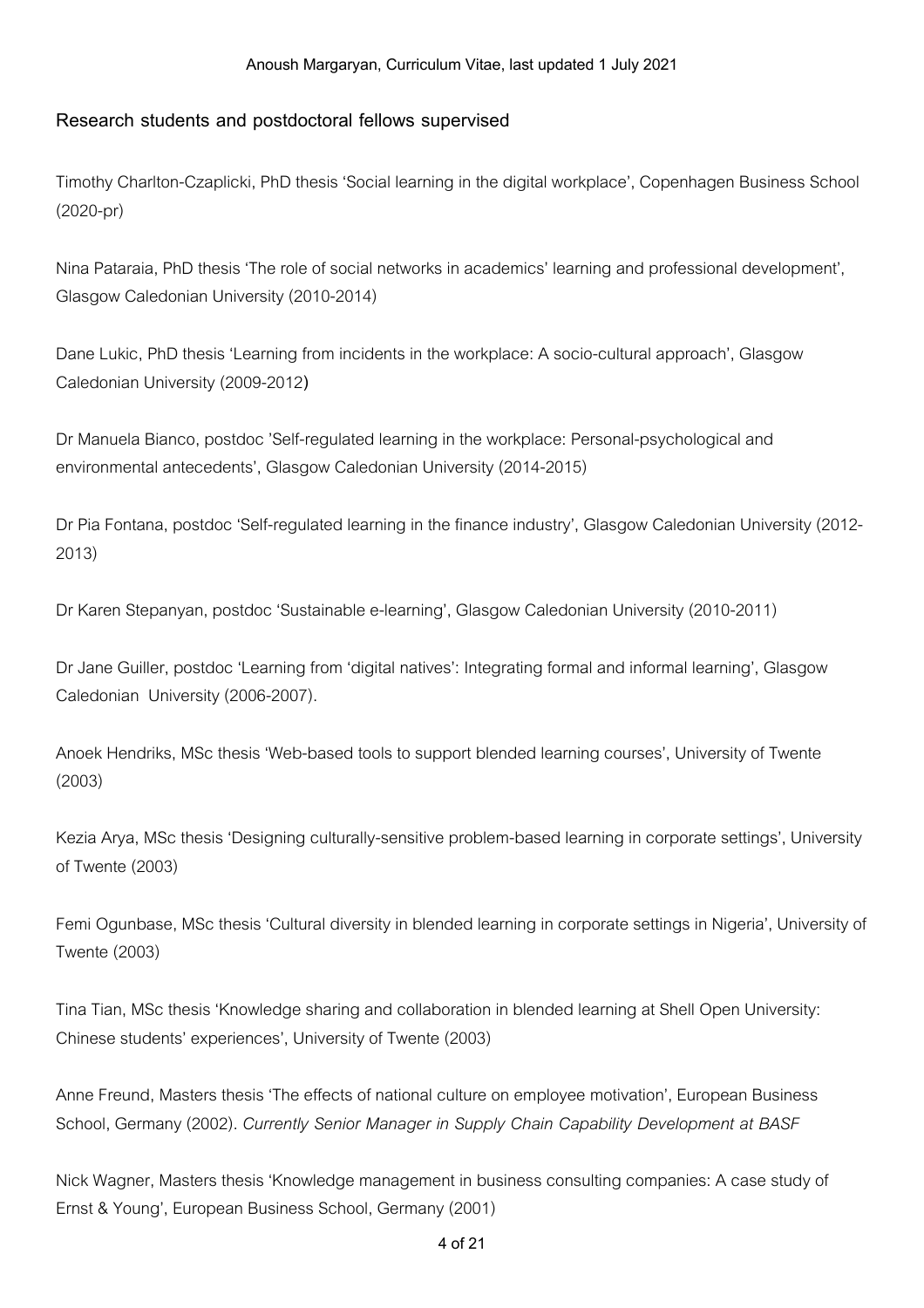## Research students and postdoctoral fellows supervised

Timothy Charlton-Czaplicki, PhD thesis ‘Social learning in the digital workplace’, Copenhagen Business School (2020-pr)

Nina Pataraia, PhD thesis ‘The role of social networks in academics’ learning and professional development’, Glasgow Caledonian University (2010-2014)

Dane Lukic, PhD thesis ‘Learning from incidents in the workplace: A socio-cultural approach’, Glasgow Caledonian University (2009-2012)

Dr Manuela Bianco, postdoc ’Self-regulated learning in the workplace: Personal-psychological and environmental antecedents’, Glasgow Caledonian University (2014-2015)

Dr Pia Fontana, postdoc ‘Self-regulated learning in the finance industry’, Glasgow Caledonian University (2012-2013)

Dr Karen Stepanyan, postdoc ‘Sustainable e-learning’, Glasgow Caledonian University (2010-2011)

Dr Jane Guiller, postdoc ‘Learning from ‘digital natives’: Integrating formal and informal learning’, Glasgow Caledonian University (2006-2007).

Anoek Hendriks, MSc thesis ‘Web-based tools to support blended learning courses’, University of Twente (2003)

Kezia Arya, MSc thesis ‘Designing culturally-sensitive problem-based learning in corporate settings’, University of Twente (2003)

Femi Ogunbase, MSc thesis ‘Cultural diversity in blended learning in corporate settings in Nigeria’, University of Twente (2003)

Tina Tian, MSc thesis ‘Knowledge sharing and collaboration in blended learning at Shell Open University: Chinese students’ experiences’, University of Twente (2003)

Anne Freund, Masters thesis ‘The effects of national culture on employee motivation’, European Business School, Germany (2002). *Currently Senior Manager in Supply Chain Capability Development at BASF*

Nick Wagner, Masters thesis ‘Knowledge management in business consulting companies: A case study of Ernst & Young’, European Business School, Germany (2001)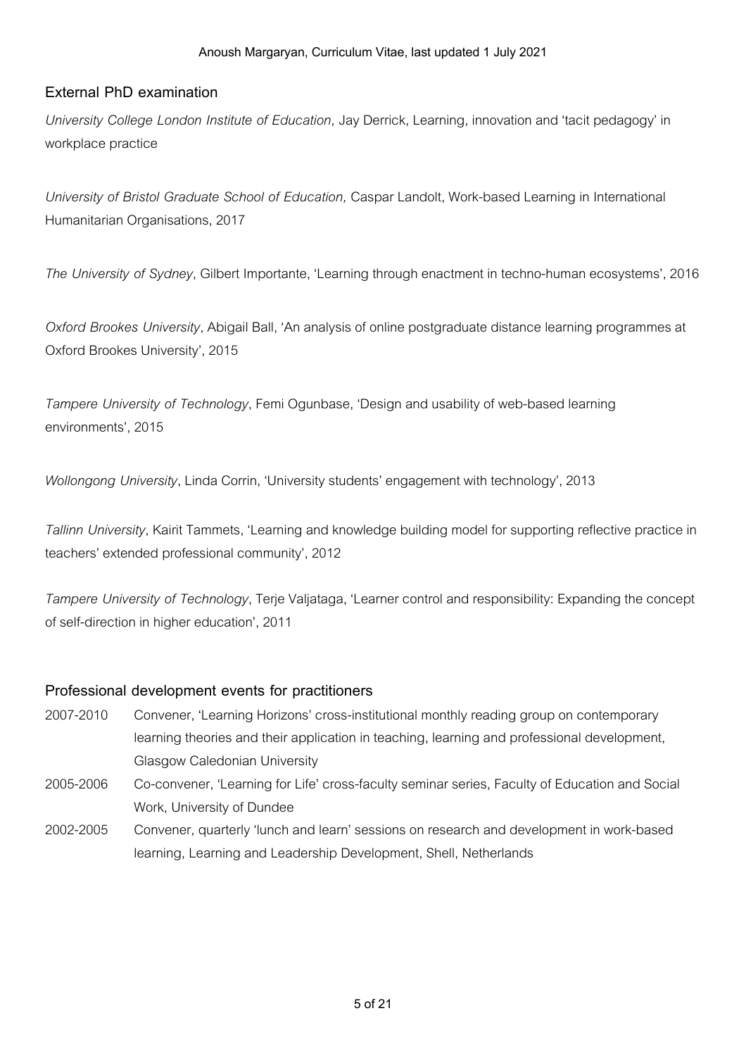## External PhD examination

*University College London Institute of Education,* Jay Derrick, Learning, innovation and 'tacit pedagogy' in workplace practice

*University of Bristol Graduate School of Education,* Caspar Landolt, Work-based Learning in International Humanitarian Organisations, 2017

*The University of Sydney*, Gilbert Importante, 'Learning through enactment in techno-human ecosystems', 2016

*Oxford Brookes University*, Abigail Ball, 'An analysis of online postgraduate distance learning programmes at Oxford Brookes University', 2015

*Tampere University of Technology*, Femi Ogunbase, 'Design and usability of web-based learning environments', 2015

*Wollongong University*, Linda Corrin, 'University students' engagement with technology', 2013

*Tallinn University*, Kairit Tammets, 'Learning and knowledge building model for supporting reflective practice in teachers' extended professional community', 2012

*Tampere University of Technology*, Terje Valjataga, 'Learner control and responsibility: Expanding the concept of self-direction in higher education', 2011

## Professional development events for practitioners

- 2007-2010 Convener, 'Learning Horizons' cross-institutional monthly reading group on contemporary learning theories and their application in teaching, learning and professional development, Glasgow Caledonian University
- 2005-2006 Co-convener, 'Learning for Life' cross-faculty seminar series, Faculty of Education and Social Work, University of Dundee
- 2002-2005 Convener, quarterly 'lunch and learn' sessions on research and development in work-based learning, Learning and Leadership Development, Shell, Netherlands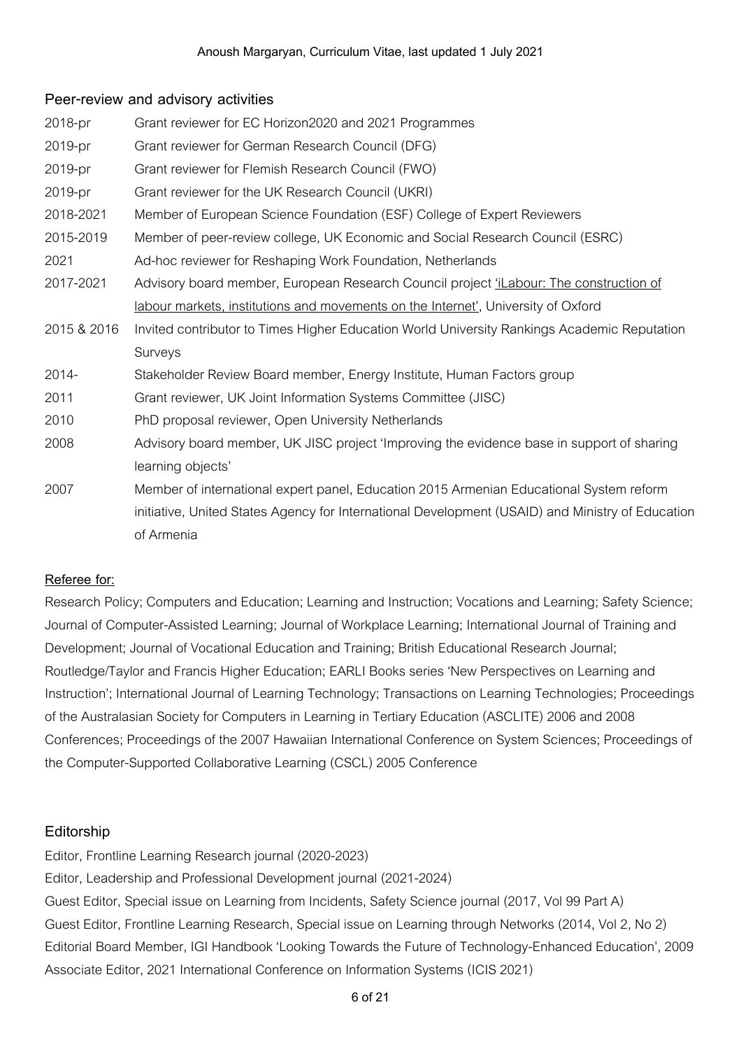## Peer-review and advisory activities

| | |
|---|---|
| 2018-pr | Grant reviewer for EC Horizon2020 and 2021 Programmes |
| 2019-pr | Grant reviewer for German Research Council (DFG) |
| 2019-pr | Grant reviewer for Flemish Research Council (FWO) |
| 2019-pr | Grant reviewer for the UK Research Council (UKRI) |
| 2018-2021 | Member of European Science Foundation (ESF) College of Expert Reviewers |
| 2015-2019 | Member of peer-review college, UK Economic and Social Research Council (ESRC) |
| 2021 | Ad-hoc reviewer for Reshaping Work Foundation, Netherlands |
| 2017-2021 | Advisory board member, European Research Council project 'iLabour: The construction of labour markets, institutions and movements on the Internet', University of Oxford |
| 2015 & 2016 | Invited contributor to Times Higher Education World University Rankings Academic Reputation Surveys |
| 2014- | Stakeholder Review Board member, Energy Institute, Human Factors group |
| 2011 | Grant reviewer, UK Joint Information Systems Committee (JISC) |
| 2010 | PhD proposal reviewer, Open University Netherlands |
| 2008 | Advisory board member, UK JISC project 'Improving the evidence base in support of sharing learning objects' |
| 2007 | Member of international expert panel, Education 2015 Armenian Educational System reform initiative, United States Agency for International Development (USAID) and Ministry of Education of Armenia |

**Referee for:**

Research Policy; Computers and Education; Learning and Instruction; Vocations and Learning; Safety Science; Journal of Computer-Assisted Learning; Journal of Workplace Learning; International Journal of Training and Development; Journal of Vocational Education and Training; British Educational Research Journal; Routledge/Taylor and Francis Higher Education; EARLI Books series 'New Perspectives on Learning and Instruction'; International Journal of Learning Technology; Transactions on Learning Technologies; Proceedings of the Australasian Society for Computers in Learning in Tertiary Education (ASCLITE) 2006 and 2008 Conferences; Proceedings of the 2007 Hawaiian International Conference on System Sciences; Proceedings of the Computer-Supported Collaborative Learning (CSCL) 2005 Conference

## Editorship

Editor, Frontline Learning Research journal (2020-2023)

Editor, Leadership and Professional Development journal (2021-2024)

Guest Editor, Special issue on Learning from Incidents, Safety Science journal (2017, Vol 99 Part A)

Guest Editor, Frontline Learning Research, Special issue on Learning through Networks (2014, Vol 2, No 2)

Editorial Board Member, IGI Handbook 'Looking Towards the Future of Technology-Enhanced Education', 2009

Associate Editor, 2021 International Conference on Information Systems (ICIS 2021)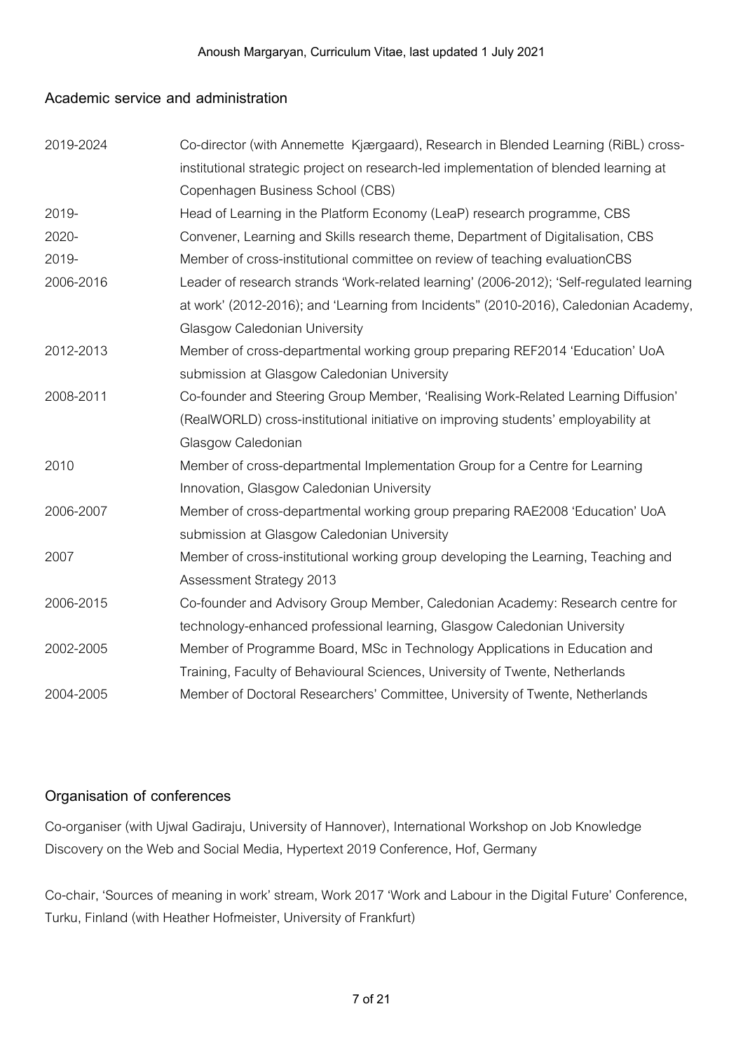## Academic service and administration

| | |
|---|---|
| 2019-2024 | Co-director (with Annemette Kjærgaard), Research in Blended Learning (RiBL) cross-institutional strategic project on research-led implementation of blended learning at Copenhagen Business School (CBS) |
| 2019- | Head of Learning in the Platform Economy (LeaP) research programme, CBS |
| 2020- | Convener, Learning and Skills research theme, Department of Digitalisation, CBS |
| 2019- | Member of cross-institutional committee on review of teaching evaluationCBS |
| 2006-2016 | Leader of research strands 'Work-related learning' (2006-2012); 'Self-regulated learning at work' (2012-2016); and 'Learning from Incidents" (2010-2016), Caledonian Academy, Glasgow Caledonian University |
| 2012-2013 | Member of cross-departmental working group preparing REF2014 'Education' UoA submission at Glasgow Caledonian University |
| 2008-2011 | Co-founder and Steering Group Member, 'Realising Work-Related Learning Diffusion' (RealWORLD) cross-institutional initiative on improving students' employability at Glasgow Caledonian |
| 2010 | Member of cross-departmental Implementation Group for a Centre for Learning Innovation, Glasgow Caledonian University |
| 2006-2007 | Member of cross-departmental working group preparing RAE2008 'Education' UoA submission at Glasgow Caledonian University |
| 2007 | Member of cross-institutional working group developing the Learning, Teaching and Assessment Strategy 2013 |
| 2006-2015 | Co-founder and Advisory Group Member, Caledonian Academy: Research centre for technology-enhanced professional learning, Glasgow Caledonian University |
| 2002-2005 | Member of Programme Board, MSc in Technology Applications in Education and Training, Faculty of Behavioural Sciences, University of Twente, Netherlands |
| 2004-2005 | Member of Doctoral Researchers' Committee, University of Twente, Netherlands |

## Organisation of conferences

Co-organiser (with Ujwal Gadiraju, University of Hannover), International Workshop on Job Knowledge Discovery on the Web and Social Media, Hypertext 2019 Conference, Hof, Germany

Co-chair, 'Sources of meaning in work' stream, Work 2017 'Work and Labour in the Digital Future' Conference, Turku, Finland (with Heather Hofmeister, University of Frankfurt)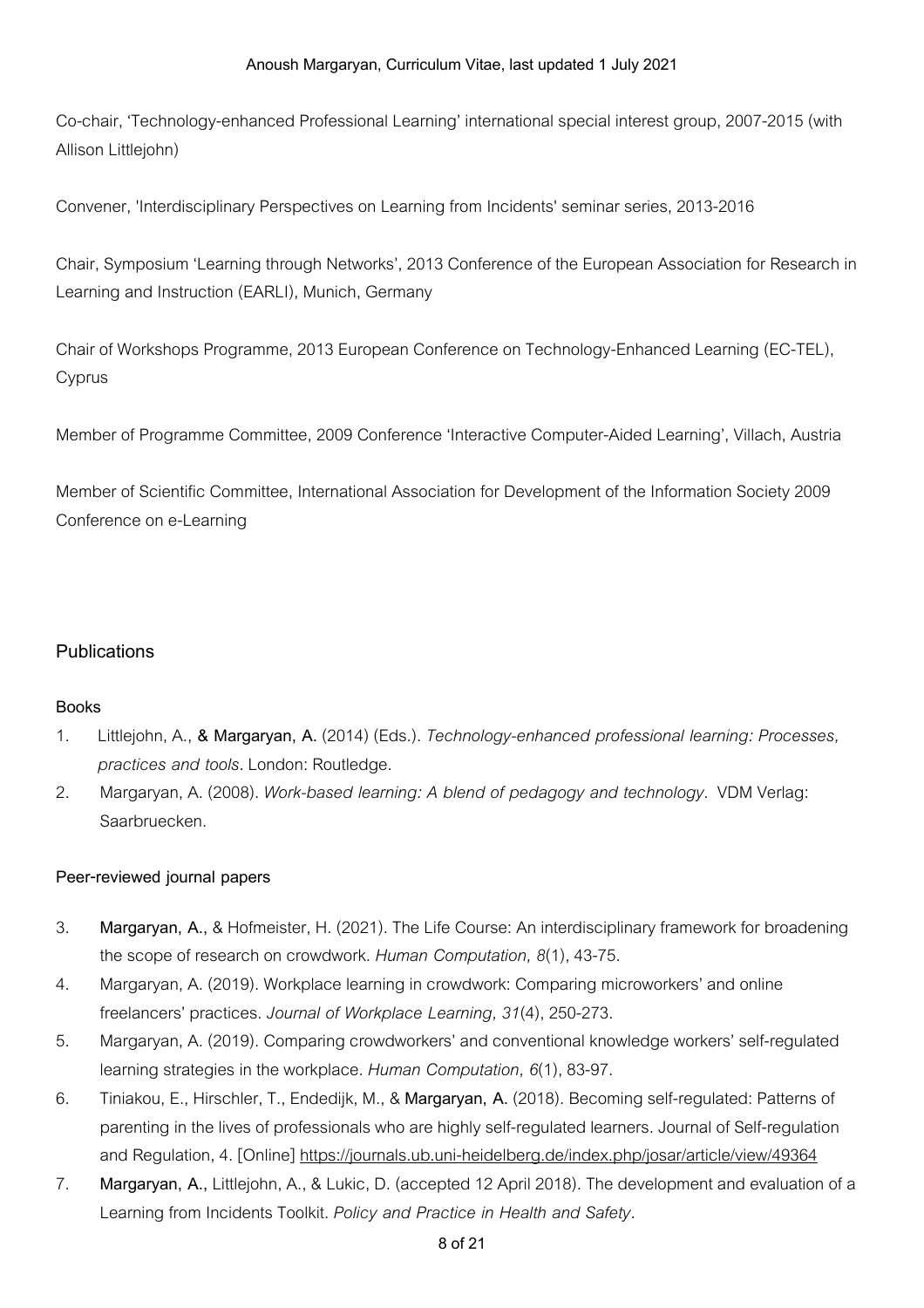Co-chair, 'Technology-enhanced Professional Learning' international special interest group, 2007-2015 (with Allison Littlejohn)

Convener, 'Interdisciplinary Perspectives on Learning from Incidents' seminar series, 2013-2016

Chair, Symposium 'Learning through Networks', 2013 Conference of the European Association for Research in Learning and Instruction (EARLI), Munich, Germany

Chair of Workshops Programme, 2013 European Conference on Technology-Enhanced Learning (EC-TEL), Cyprus

Member of Programme Committee, 2009 Conference 'Interactive Computer-Aided Learning', Villach, Austria

Member of Scientific Committee, International Association for Development of the Information Society 2009 Conference on e-Learning

## Publications

### Books

1. Littlejohn, A., **& Margaryan, A.** (2014) (Eds.). *Technology-enhanced professional learning: Processes, practices and tools*. London: Routledge.
2. Margaryan, A. (2008). *Work-based learning: A blend of pedagogy and technology*. VDM Verlag: Saarbruecken.

### Peer-reviewed journal papers

3. **Margaryan, A.**, & Hofmeister, H. (2021). The Life Course: An interdisciplinary framework for broadening the scope of research on crowdwork. *Human Computation, 8*(1), 43-75.
4. Margaryan, A. (2019). Workplace learning in crowdwork: Comparing microworkers' and online freelancers' practices. *Journal of Workplace Learning, 31*(4), 250-273.
5. Margaryan, A. (2019). Comparing crowdworkers' and conventional knowledge workers' self-regulated learning strategies in the workplace. *Human Computation, 6*(1), 83-97.
6. Tiniakou, E., Hirschler, T., Endedijk, M., & **Margaryan, A.** (2018). Becoming self-regulated: Patterns of parenting in the lives of professionals who are highly self-regulated learners. Journal of Self-regulation and Regulation, 4. [Online] https://journals.ub.uni-heidelberg.de/index.php/josar/article/view/49364
7. **Margaryan, A.**, Littlejohn, A., & Lukic, D. (accepted 12 April 2018). The development and evaluation of a Learning from Incidents Toolkit. *Policy and Practice in Health and Safety*.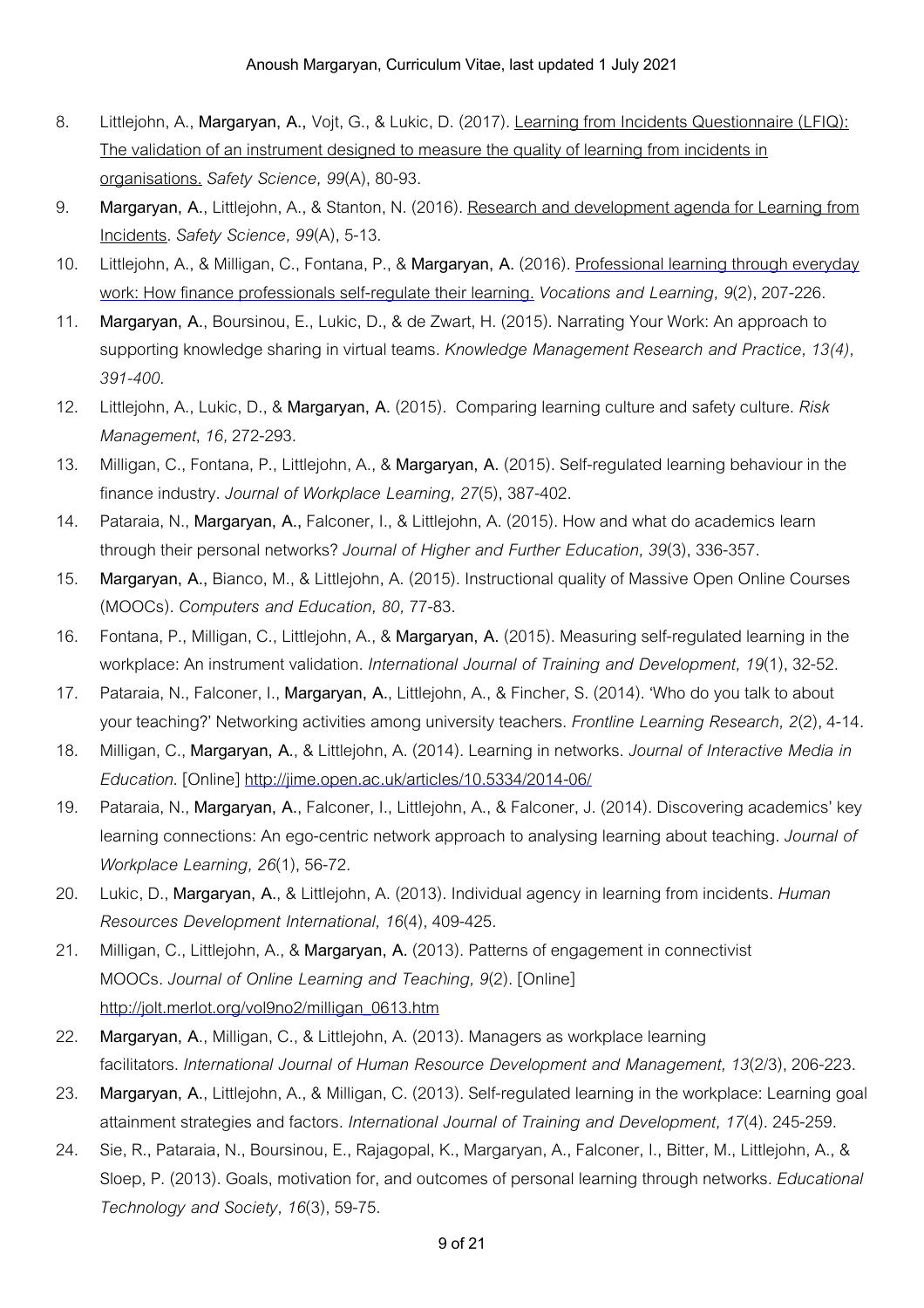8. Littlejohn, A., **Margaryan, A.**, Vojt, G., & Lukic, D. (2017). Learning from Incidents Questionnaire (LFIQ): The validation of an instrument designed to measure the quality of learning from incidents in organisations. *Safety Science, 99*(A), 80-93.
9. **Margaryan, A.**, Littlejohn, A., & Stanton, N. (2016). Research and development agenda for Learning from Incidents. *Safety Science, 99*(A), 5-13.
10. Littlejohn, A., & Milligan, C., Fontana, P., & **Margaryan, A.** (2016). Professional learning through everyday work: How finance professionals self-regulate their learning. *Vocations and Learning, 9*(2), 207-226.
11. **Margaryan, A.**, Boursinou, E., Lukic, D., & de Zwart, H. (2015). Narrating Your Work: An approach to supporting knowledge sharing in virtual teams. *Knowledge Management Research and Practice, 13(4), 391-400.*
12. Littlejohn, A., Lukic, D., & **Margaryan, A.** (2015). Comparing learning culture and safety culture. *Risk Management, 16,* 272-293.
13. Milligan, C., Fontana, P., Littlejohn, A., & **Margaryan, A.** (2015). Self-regulated learning behaviour in the finance industry. *Journal of Workplace Learning, 27*(5), 387-402.
14. Pataraia, N., **Margaryan, A.**, Falconer, I., & Littlejohn, A. (2015). How and what do academics learn through their personal networks? *Journal of Higher and Further Education, 39*(3), 336-357.
15. **Margaryan, A.**, Bianco, M., & Littlejohn, A. (2015). Instructional quality of Massive Open Online Courses (MOOCs). *Computers and Education, 80,* 77-83.
16. Fontana, P., Milligan, C., Littlejohn, A., & **Margaryan, A.** (2015). Measuring self-regulated learning in the workplace: An instrument validation. *International Journal of Training and Development, 19*(1), 32-52.
17. Pataraia, N., Falconer, I., **Margaryan, A.**, Littlejohn, A., & Fincher, S. (2014). 'Who do you talk to about your teaching?' Networking activities among university teachers. *Frontline Learning Research, 2*(2), 4-14.
18. Milligan, C., **Margaryan, A.**, & Littlejohn, A. (2014). Learning in networks. *Journal of Interactive Media in Education*. [Online] http://jime.open.ac.uk/articles/10.5334/2014-06/
19. Pataraia, N., **Margaryan, A.**, Falconer, I., Littlejohn, A., & Falconer, J. (2014). Discovering academics' key learning connections: An ego-centric network approach to analysing learning about teaching. *Journal of Workplace Learning, 26*(1), 56-72.
20. Lukic, D., **Margaryan, A.**, & Littlejohn, A. (2013). Individual agency in learning from incidents. *Human Resources Development International, 16*(4), 409-425.
21. Milligan, C., Littlejohn, A., & **Margaryan, A.** (2013). Patterns of engagement in connectivist MOOCs. *Journal of Online Learning and Teaching, 9*(2). [Online] http://jolt.merlot.org/vol9no2/milligan_0613.htm
22. **Margaryan, A.**, Milligan, C., & Littlejohn, A. (2013). Managers as workplace learning facilitators. *International Journal of Human Resource Development and Management, 13*(2/3), 206-223.
23. **Margaryan, A.**, Littlejohn, A., & Milligan, C. (2013). Self-regulated learning in the workplace: Learning goal attainment strategies and factors. *International Journal of Training and Development, 17*(4). 245-259.
24. Sie, R., Pataraia, N., Boursinou, E., Rajagopal, K., Margaryan, A., Falconer, I., Bitter, M., Littlejohn, A., & Sloep, P. (2013). Goals, motivation for, and outcomes of personal learning through networks. *Educational Technology and Society, 16*(3), 59-75.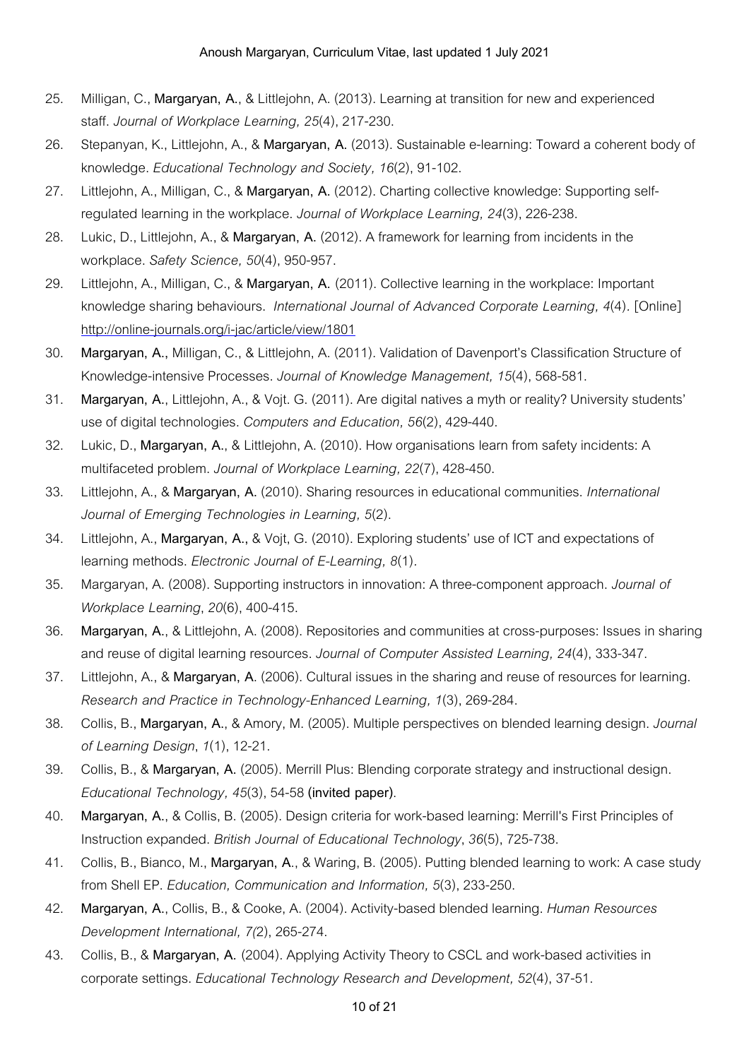25. Milligan, C., **Margaryan, A.**, & Littlejohn, A. (2013). Learning at transition for new and experienced staff. *Journal of Workplace Learning, 25*(4), 217-230.
26. Stepanyan, K., Littlejohn, A., & **Margaryan, A.** (2013). Sustainable e-learning: Toward a coherent body of knowledge. *Educational Technology and Society, 16*(2), 91-102.
27. Littlejohn, A., Milligan, C., & **Margaryan, A.** (2012). Charting collective knowledge: Supporting self-regulated learning in the workplace. *Journal of Workplace Learning, 24*(3), 226-238.
28. Lukic, D., Littlejohn, A., & **Margaryan, A.** (2012). A framework for learning from incidents in the workplace. *Safety Science, 50*(4), 950-957.
29. Littlejohn, A., Milligan, C., & **Margaryan, A.** (2011). Collective learning in the workplace: Important knowledge sharing behaviours. *International Journal of Advanced Corporate Learning, 4*(4). [Online] http://online-journals.org/i-jac/article/view/1801
30. **Margaryan, A.**, Milligan, C., & Littlejohn, A. (2011). Validation of Davenport's Classification Structure of Knowledge-intensive Processes. *Journal of Knowledge Management, 15*(4), 568-581.
31. **Margaryan, A.**, Littlejohn, A., & Vojt. G. (2011). Are digital natives a myth or reality? University students' use of digital technologies. *Computers and Education, 56*(2), 429-440.
32. Lukic, D., **Margaryan, A.**, & Littlejohn, A. (2010). How organisations learn from safety incidents: A multifaceted problem. *Journal of Workplace Learning, 22*(7), 428-450.
33. Littlejohn, A., & **Margaryan, A.** (2010). Sharing resources in educational communities. *International Journal of Emerging Technologies in Learning, 5*(2).
34. Littlejohn, A., **Margaryan, A.**, & Vojt, G. (2010). Exploring students' use of ICT and expectations of learning methods. *Electronic Journal of E-Learning, 8*(1).
35. Margaryan, A. (2008). Supporting instructors in innovation: A three-component approach. *Journal of Workplace Learning*, *20*(6), 400-415.
36. **Margaryan, A.**, & Littlejohn, A. (2008). Repositories and communities at cross-purposes: Issues in sharing and reuse of digital learning resources. *Journal of Computer Assisted Learning, 24*(4), 333-347.
37. Littlejohn, A., & **Margaryan, A**. (2006). Cultural issues in the sharing and reuse of resources for learning. *Research and Practice in Technology-Enhanced Learning, 1*(3), 269-284.
38. Collis, B., **Margaryan, A.**, & Amory, M. (2005). Multiple perspectives on blended learning design. *Journal of Learning Design*, *1*(1), 12-21.
39. Collis, B., & **Margaryan, A.** (2005). Merrill Plus: Blending corporate strategy and instructional design. *Educational Technology, 45*(3), 54-58 **(invited paper)**.
40. **Margaryan, A.**, & Collis, B. (2005). Design criteria for work-based learning: Merrill's First Principles of Instruction expanded. *British Journal of Educational Technology*, *36*(5), 725-738.
41. Collis, B., Bianco, M., **Margaryan, A.**, & Waring, B. (2005). Putting blended learning to work: A case study from Shell EP. *Education, Communication and Information, 5*(3), 233-250.
42. **Margaryan, A.**, Collis, B., & Cooke, A. (2004). Activity-based blended learning. *Human Resources Development International, 7(*2), 265-274.
43. Collis, B., & **Margaryan, A.** (2004). Applying Activity Theory to CSCL and work-based activities in corporate settings. *Educational Technology Research and Development, 52*(4), 37-51.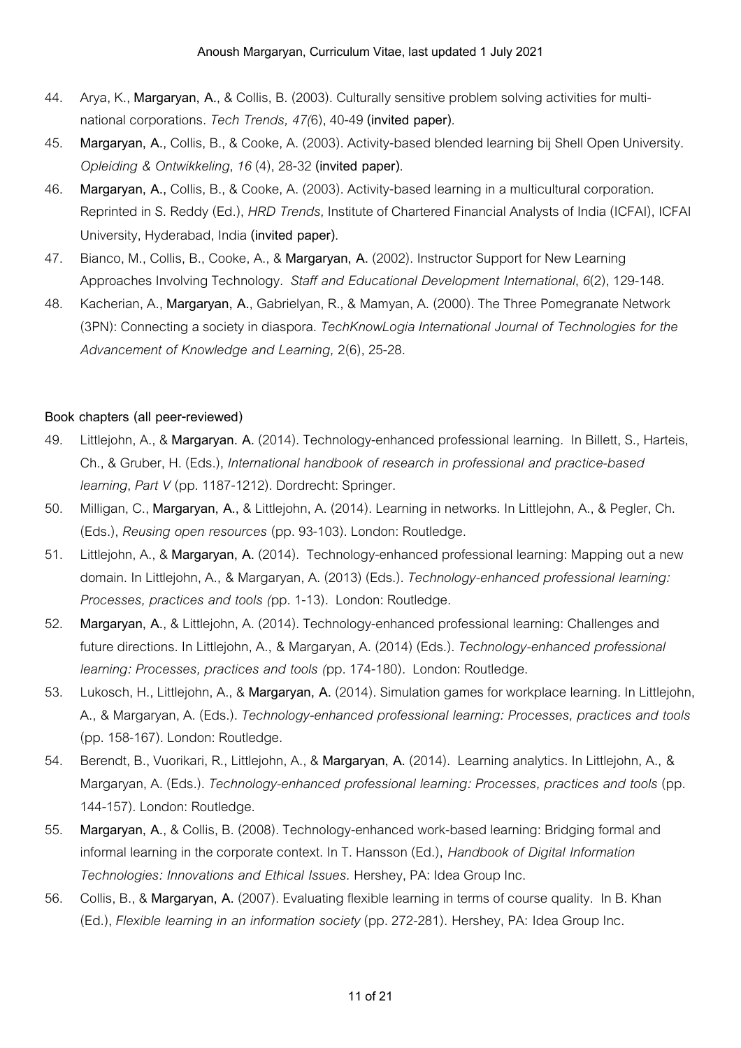44. Arya, K., **Margaryan, A.**, & Collis, B. (2003). Culturally sensitive problem solving activities for multi-national corporations. *Tech Trends, 47(*6), 40-49 **(invited paper)**.
45. **Margaryan, A.**, Collis, B., & Cooke, A. (2003). Activity-based blended learning bij Shell Open University. *Opleiding & Ontwikkeling*, *16* (4), 28-32 **(invited paper)**.
46. **Margaryan, A.**, Collis, B., & Cooke, A. (2003). Activity-based learning in a multicultural corporation. Reprinted in S. Reddy (Ed.), *HRD Trends,* Institute of Chartered Financial Analysts of India (ICFAI), ICFAI University, Hyderabad, India **(invited paper)**.
47. Bianco, M., Collis, B., Cooke, A., & **Margaryan, A.** (2002). Instructor Support for New Learning Approaches Involving Technology. *Staff and Educational Development International*, *6*(2), 129-148.
48. Kacherian, A., **Margaryan, A.**, Gabrielyan, R., & Mamyan, A. (2000). The Three Pomegranate Network (3PN): Connecting a society in diaspora. *TechKnowLogia International Journal of Technologies for the Advancement of Knowledge and Learning,* 2(6), 25-28.

**Book chapters (all peer-reviewed)**

49. Littlejohn, A., & **Margaryan. A.** (2014). Technology-enhanced professional learning. In Billett, S., Harteis, Ch., & Gruber, H. (Eds.), *International handbook of research in professional and practice-based learning*, *Part V* (pp. 1187-1212). Dordrecht: Springer.
50. Milligan, C., **Margaryan, A.,** & Littlejohn, A. (2014). Learning in networks. In Littlejohn, A., & Pegler, Ch. (Eds.), *Reusing open resources* (pp. 93-103). London: Routledge.
51. Littlejohn, A., & **Margaryan, A.** (2014). Technology-enhanced professional learning: Mapping out a new domain. In Littlejohn, A., & Margaryan, A. (2013) (Eds.). *Technology-enhanced professional learning: Processes, practices and tools (*pp. 1-13). London: Routledge.
52. **Margaryan, A.**, & Littlejohn, A. (2014). Technology-enhanced professional learning: Challenges and future directions. In Littlejohn, A., & Margaryan, A. (2014) (Eds.). *Technology-enhanced professional learning: Processes, practices and tools (*pp. 174-180). London: Routledge.
53. Lukosch, H., Littlejohn, A., & **Margaryan, A.** (2014). Simulation games for workplace learning. In Littlejohn, A., & Margaryan, A. (Eds.). *Technology-enhanced professional learning: Processes, practices and tools* (pp. 158-167). London: Routledge.
54. Berendt, B., Vuorikari, R., Littlejohn, A., & **Margaryan, A.** (2014). Learning analytics. In Littlejohn, A., & Margaryan, A. (Eds.). *Technology-enhanced professional learning: Processes, practices and tools* (pp. 144-157). London: Routledge.
55. **Margaryan, A.**, & Collis, B. (2008). Technology-enhanced work-based learning: Bridging formal and informal learning in the corporate context. In T. Hansson (Ed.), *Handbook of Digital Information Technologies: Innovations and Ethical Issues.* Hershey, PA: Idea Group Inc.
56. Collis, B., & **Margaryan, A.** (2007). Evaluating flexible learning in terms of course quality. In B. Khan (Ed.), *Flexible learning in an information society* (pp. 272-281). Hershey, PA: Idea Group Inc.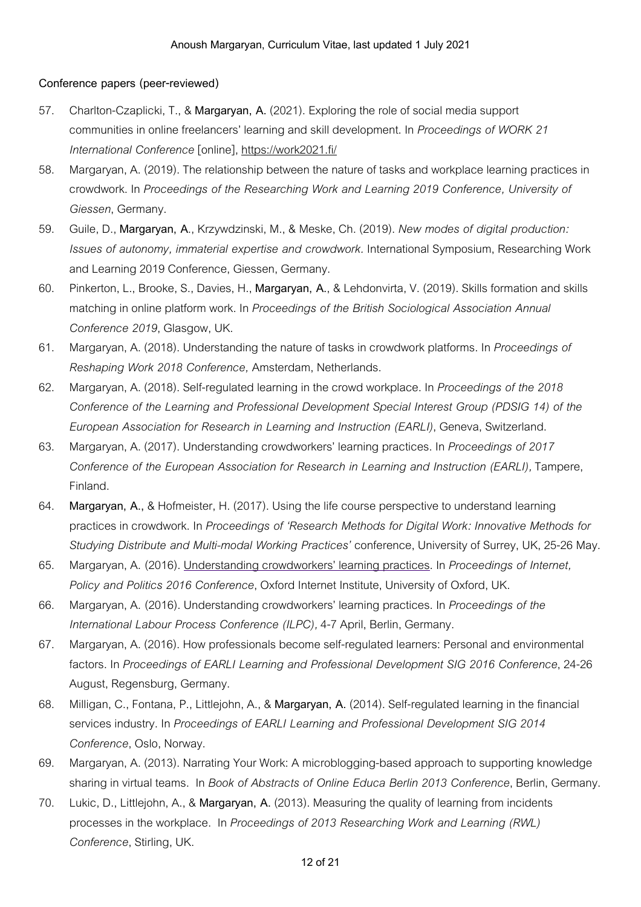**Conference papers (peer-reviewed)**

57. Charlton-Czaplicki, T., & **Margaryan, A.** (2021). Exploring the role of social media support communities in online freelancers' learning and skill development. In *Proceedings of WORK 21 International Conference* [online], https://work2021.fi/
58. Margaryan, A. (2019). The relationship between the nature of tasks and workplace learning practices in crowdwork. In *Proceedings of the Researching Work and Learning 2019 Conference, University of Giessen*, Germany.
59. Guile, D., **Margaryan, A.**, Krzywdzinski, M., & Meske, Ch. (2019). *New modes of digital production: Issues of autonomy, immaterial expertise and crowdwork.* International Symposium, Researching Work and Learning 2019 Conference, Giessen, Germany.
60. Pinkerton, L., Brooke, S., Davies, H., **Margaryan, A.**, & Lehdonvirta, V. (2019). Skills formation and skills matching in online platform work. In *Proceedings of the British Sociological Association Annual Conference 2019*, Glasgow, UK.
61. Margaryan, A. (2018). Understanding the nature of tasks in crowdwork platforms. In *Proceedings of Reshaping Work 2018 Conference,* Amsterdam, Netherlands.
62. Margaryan, A. (2018). Self-regulated learning in the crowd workplace. In *Proceedings of the 2018 Conference of the Learning and Professional Development Special Interest Group (PDSIG 14) of the European Association for Research in Learning and Instruction (EARLI)*, Geneva, Switzerland.
63. Margaryan, A. (2017). Understanding crowdworkers' learning practices. In *Proceedings of 2017 Conference of the European Association for Research in Learning and Instruction (EARLI),* Tampere, Finland.
64. **Margaryan, A.**, & Hofmeister, H. (2017). Using the life course perspective to understand learning practices in crowdwork. In *Proceedings of 'Research Methods for Digital Work: Innovative Methods for Studying Distribute and Multi-modal Working Practices'* conference, University of Surrey, UK, 25-26 May.
65. Margaryan, A. (2016). Understanding crowdworkers' learning practices. In *Proceedings of Internet, Policy and Politics 2016 Conference*, Oxford Internet Institute, University of Oxford, UK.
66. Margaryan, A. (2016). Understanding crowdworkers' learning practices. In *Proceedings of the International Labour Process Conference (ILPC),* 4-7 April, Berlin, Germany.
67. Margaryan, A. (2016). How professionals become self-regulated learners: Personal and environmental factors. In *Proceedings of EARLI Learning and Professional Development SIG 2016 Conference*, 24-26 August, Regensburg, Germany.
68. Milligan, C., Fontana, P., Littlejohn, A., & **Margaryan, A.** (2014). Self-regulated learning in the financial services industry. In *Proceedings of EARLI Learning and Professional Development SIG 2014 Conference*, Oslo, Norway.
69. Margaryan, A. (2013). Narrating Your Work: A microblogging-based approach to supporting knowledge sharing in virtual teams. In *Book of Abstracts of Online Educa Berlin 2013 Conference*, Berlin, Germany.
70. Lukic, D., Littlejohn, A., & **Margaryan, A.** (2013). Measuring the quality of learning from incidents processes in the workplace. In *Proceedings of 2013 Researching Work and Learning (RWL) Conference*, Stirling, UK.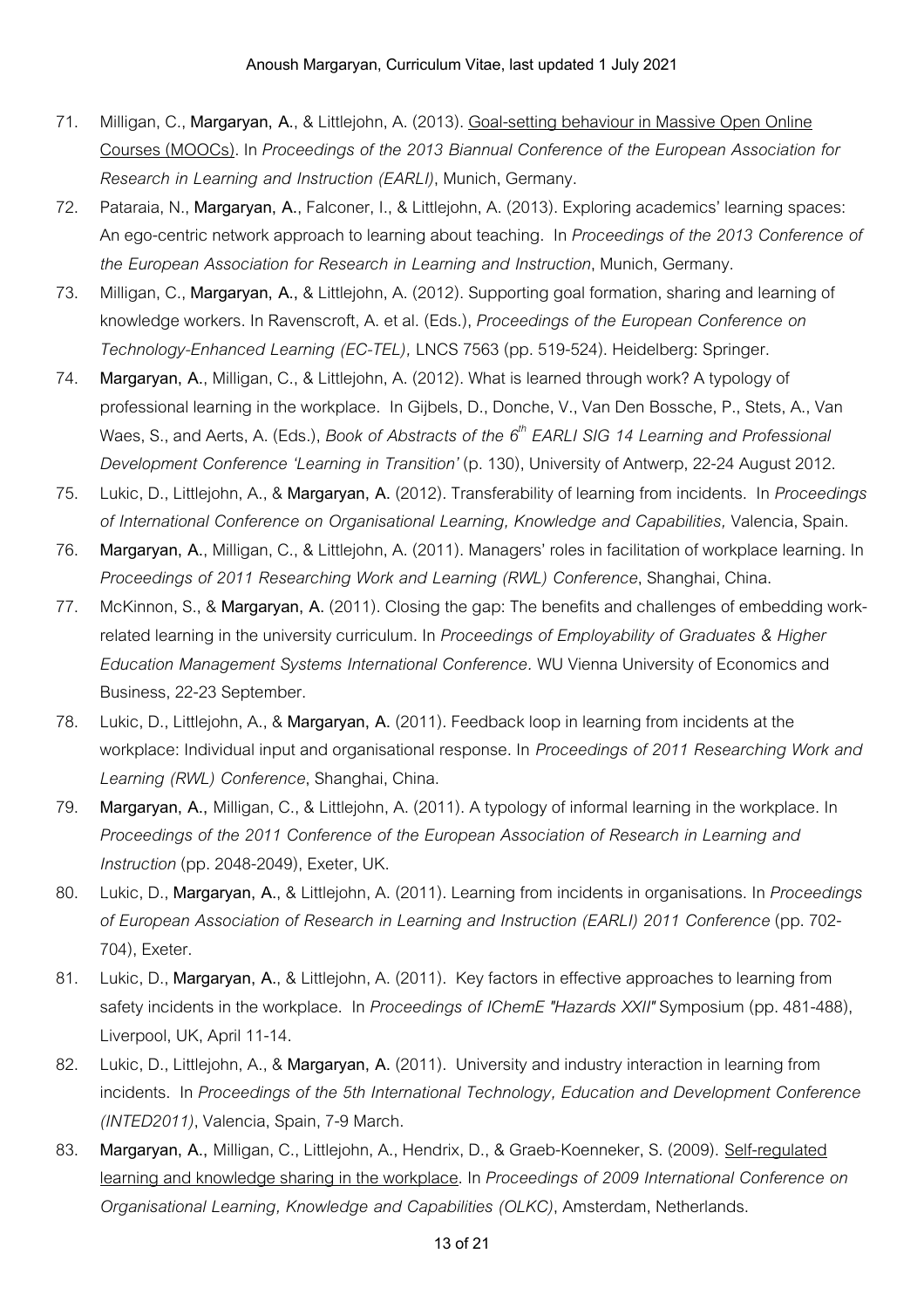71. Milligan, C., **Margaryan, A.**, & Littlejohn, A. (2013). Goal-setting behaviour in Massive Open Online Courses (MOOCs). In *Proceedings of the 2013 Biannual Conference of the European Association for Research in Learning and Instruction (EARLI)*, Munich, Germany.
72. Pataraia, N., **Margaryan, A.**, Falconer, I., & Littlejohn, A. (2013). Exploring academics' learning spaces: An ego-centric network approach to learning about teaching. In *Proceedings of the 2013 Conference of the European Association for Research in Learning and Instruction*, Munich, Germany.
73. Milligan, C., **Margaryan, A.**, & Littlejohn, A. (2012). Supporting goal formation, sharing and learning of knowledge workers. In Ravenscroft, A. et al. (Eds.), *Proceedings of the European Conference on Technology-Enhanced Learning (EC-TEL),* LNCS 7563 (pp. 519-524). Heidelberg: Springer.
74. **Margaryan, A.**, Milligan, C., & Littlejohn, A. (2012). What is learned through work? A typology of professional learning in the workplace. In Gijbels, D., Donche, V., Van Den Bossche, P., Stets, A., Van Waes, S., and Aerts, A. (Eds.), *Book of Abstracts of the 6th EARLI SIG 14 Learning and Professional Development Conference 'Learning in Transition'* (p. 130), University of Antwerp, 22-24 August 2012.
75. Lukic, D., Littlejohn, A., & **Margaryan, A.** (2012). Transferability of learning from incidents. In *Proceedings of International Conference on Organisational Learning, Knowledge and Capabilities,* Valencia, Spain.
76. **Margaryan, A.**, Milligan, C., & Littlejohn, A. (2011). Managers' roles in facilitation of workplace learning. In *Proceedings of 2011 Researching Work and Learning (RWL) Conference*, Shanghai, China.
77. McKinnon, S., & **Margaryan, A.** (2011). Closing the gap: The benefits and challenges of embedding work-related learning in the university curriculum. In *Proceedings of Employability of Graduates & Higher Education Management Systems International Conference*. WU Vienna University of Economics and Business, 22-23 September.
78. Lukic, D., Littlejohn, A., & **Margaryan, A.** (2011). Feedback loop in learning from incidents at the workplace: Individual input and organisational response. In *Proceedings of 2011 Researching Work and Learning (RWL) Conference*, Shanghai, China.
79. **Margaryan, A.**, Milligan, C., & Littlejohn, A. (2011). A typology of informal learning in the workplace. In *Proceedings of the 2011 Conference of the European Association of Research in Learning and Instruction* (pp. 2048-2049), Exeter, UK.
80. Lukic, D., **Margaryan, A.**, & Littlejohn, A. (2011). Learning from incidents in organisations. In *Proceedings of European Association of Research in Learning and Instruction (EARLI) 2011 Conference* (pp. 702-704), Exeter.
81. Lukic, D., **Margaryan, A.**, & Littlejohn, A. (2011). Key factors in effective approaches to learning from safety incidents in the workplace. In *Proceedings of IChemE "Hazards XXII"* Symposium (pp. 481-488), Liverpool, UK, April 11-14.
82. Lukic, D., Littlejohn, A., & **Margaryan, A.** (2011). University and industry interaction in learning from incidents. In *Proceedings of the 5th International Technology, Education and Development Conference (INTED2011)*, Valencia, Spain, 7-9 March.
83. **Margaryan, A.**, Milligan, C., Littlejohn, A., Hendrix, D., & Graeb-Koenneker, S. (2009). Self-regulated learning and knowledge sharing in the workplace. In *Proceedings of 2009 International Conference on Organisational Learning, Knowledge and Capabilities (OLKC)*, Amsterdam, Netherlands.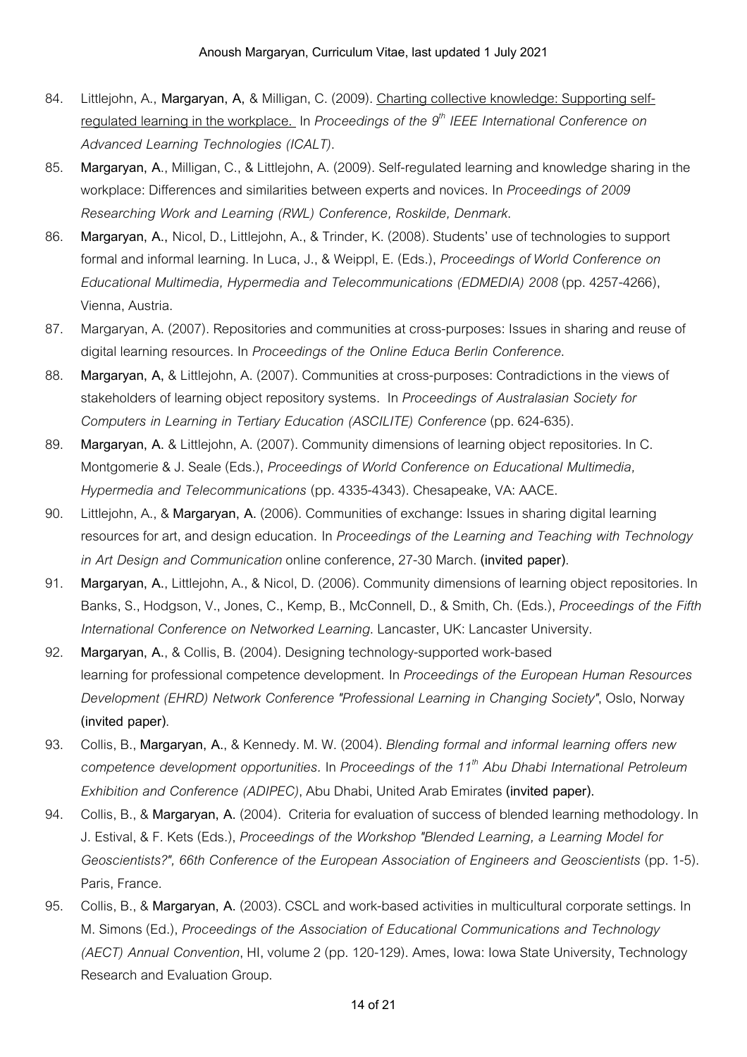84. Littlejohn, A., **Margaryan, A,** & Milligan, C. (2009). Charting collective knowledge: Supporting self-regulated learning in the workplace. In *Proceedings of the 9th IEEE International Conference on Advanced Learning Technologies (ICALT)*.
85. **Margaryan, A.**, Milligan, C., & Littlejohn, A. (2009). Self-regulated learning and knowledge sharing in the workplace: Differences and similarities between experts and novices. In *Proceedings of 2009 Researching Work and Learning (RWL) Conference, Roskilde, Denmark*.
86. **Margaryan, A.,** Nicol, D., Littlejohn, A., & Trinder, K. (2008). Students' use of technologies to support formal and informal learning. In Luca, J., & Weippl, E. (Eds.), *Proceedings of World Conference on Educational Multimedia, Hypermedia and Telecommunications (EDMEDIA) 2008* (pp. 4257-4266), Vienna, Austria.
87. Margaryan, A. (2007). Repositories and communities at cross-purposes: Issues in sharing and reuse of digital learning resources. In *Proceedings of the Online Educa Berlin Conference*.
88. **Margaryan, A,** & Littlejohn, A. (2007). Communities at cross-purposes: Contradictions in the views of stakeholders of learning object repository systems. In *Proceedings of Australasian Society for Computers in Learning in Tertiary Education (ASCILITE) Conference* (pp. 624-635).
89. **Margaryan, A.** & Littlejohn, A. (2007). Community dimensions of learning object repositories. In C. Montgomerie & J. Seale (Eds.), *Proceedings of World Conference on Educational Multimedia, Hypermedia and Telecommunications* (pp. 4335-4343). Chesapeake, VA: AACE.
90. Littlejohn, A., & **Margaryan, A.** (2006). Communities of exchange: Issues in sharing digital learning resources for art, and design education. In *Proceedings of the Learning and Teaching with Technology in Art Design and Communication* online conference, 27-30 March. **(invited paper)**.
91. **Margaryan, A.**, Littlejohn, A., & Nicol, D. (2006). Community dimensions of learning object repositories. In Banks, S., Hodgson, V., Jones, C., Kemp, B., McConnell, D., & Smith, Ch. (Eds.), *Proceedings of the Fifth International Conference on Networked Learning*. Lancaster, UK: Lancaster University.
92. **Margaryan, A.**, & Collis, B. (2004). Designing technology-supported work-based learning for professional competence development. In *Proceedings of the European Human Resources Development (EHRD) Network Conference "Professional Learning in Changing Society"*, Oslo, Norway **(invited paper)**.
93. Collis, B., **Margaryan, A.**, & Kennedy. M. W. (2004). *Blending formal and informal learning offers new competence development opportunities*. In *Proceedings of the 11th Abu Dhabi International Petroleum Exhibition and Conference (ADIPEC)*, Abu Dhabi, United Arab Emirates **(invited paper).**
94. Collis, B., & **Margaryan, A.** (2004). Criteria for evaluation of success of blended learning methodology. In J. Estival, & F. Kets (Eds.), *Proceedings of the Workshop "Blended Learning, a Learning Model for Geoscientists?", 66th Conference of the European Association of Engineers and Geoscientists* (pp. 1-5). Paris, France.
95. Collis, B., & **Margaryan, A.** (2003). CSCL and work-based activities in multicultural corporate settings. In M. Simons (Ed.), *Proceedings of the Association of Educational Communications and Technology (AECT) Annual Convention*, HI, volume 2 (pp. 120-129). Ames, Iowa: Iowa State University, Technology Research and Evaluation Group.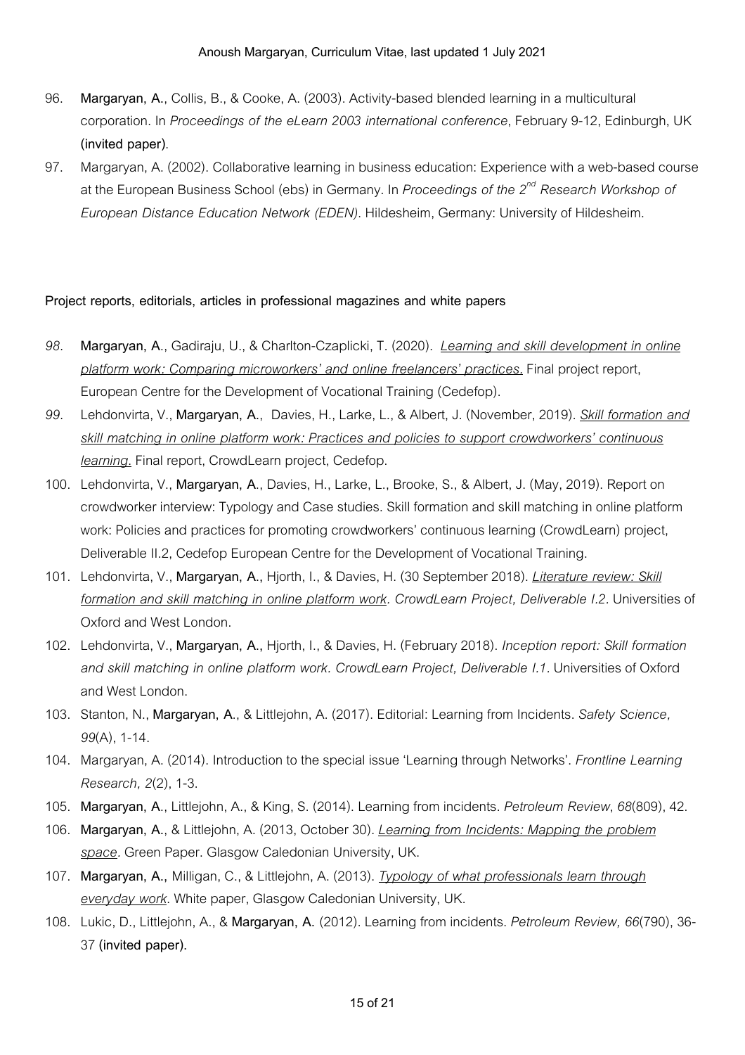96. **Margaryan, A.**, Collis, B., & Cooke, A. (2003). Activity-based blended learning in a multicultural corporation. In *Proceedings of the eLearn 2003 international conference*, February 9-12, Edinburgh, UK **(invited paper)**.
97. Margaryan, A. (2002). Collaborative learning in business education: Experience with a web-based course at the European Business School (ebs) in Germany. In *Proceedings of the 2nd Research Workshop of European Distance Education Network (EDEN)*. Hildesheim, Germany: University of Hildesheim.

**Project reports, editorials, articles in professional magazines and white papers**

98. **Margaryan, A.**, Gadiraju, U., & Charlton-Czaplicki, T. (2020). Learning and skill development in online platform work: Comparing microworkers' and online freelancers' practices. Final project report, European Centre for the Development of Vocational Training (Cedefop).
99. Lehdonvirta, V., **Margaryan, A.**, Davies, H., Larke, L., & Albert, J. (November, 2019). Skill formation and skill matching in online platform work: Practices and policies to support crowdworkers' continuous learning. Final report, CrowdLearn project, Cedefop.
100. Lehdonvirta, V., **Margaryan, A.**, Davies, H., Larke, L., Brooke, S., & Albert, J. (May, 2019). Report on crowdworker interview: Typology and Case studies. Skill formation and skill matching in online platform work: Policies and practices for promoting crowdworkers' continuous learning (CrowdLearn) project, Deliverable II.2, Cedefop European Centre for the Development of Vocational Training.
101. Lehdonvirta, V., **Margaryan, A.**, Hjorth, I., & Davies, H. (30 September 2018). *Literature review: Skill formation and skill matching in online platform work. CrowdLearn Project, Deliverable I.2*. Universities of Oxford and West London.
102. Lehdonvirta, V., **Margaryan, A.**, Hjorth, I., & Davies, H. (February 2018). *Inception report: Skill formation and skill matching in online platform work. CrowdLearn Project, Deliverable I.1*. Universities of Oxford and West London.
103. Stanton, N., **Margaryan, A.**, & Littlejohn, A. (2017). Editorial: Learning from Incidents. *Safety Science, 99*(A), 1-14.
104. Margaryan, A. (2014). Introduction to the special issue 'Learning through Networks'. *Frontline Learning Research, 2*(2), 1-3.
105. **Margaryan, A.**, Littlejohn, A., & King, S. (2014). Learning from incidents. *Petroleum Review*, *68*(809), 42.
106. **Margaryan, A.**, & Littlejohn, A. (2013, October 30). *Learning from Incidents: Mapping the problem space*. Green Paper. Glasgow Caledonian University, UK.
107. **Margaryan, A.**, Milligan, C., & Littlejohn, A. (2013). *Typology of what professionals learn through everyday work*. White paper, Glasgow Caledonian University, UK.
108. Lukic, D., Littlejohn, A., & **Margaryan, A.** (2012). Learning from incidents. *Petroleum Review, 66*(790), 36-37 **(invited paper)**.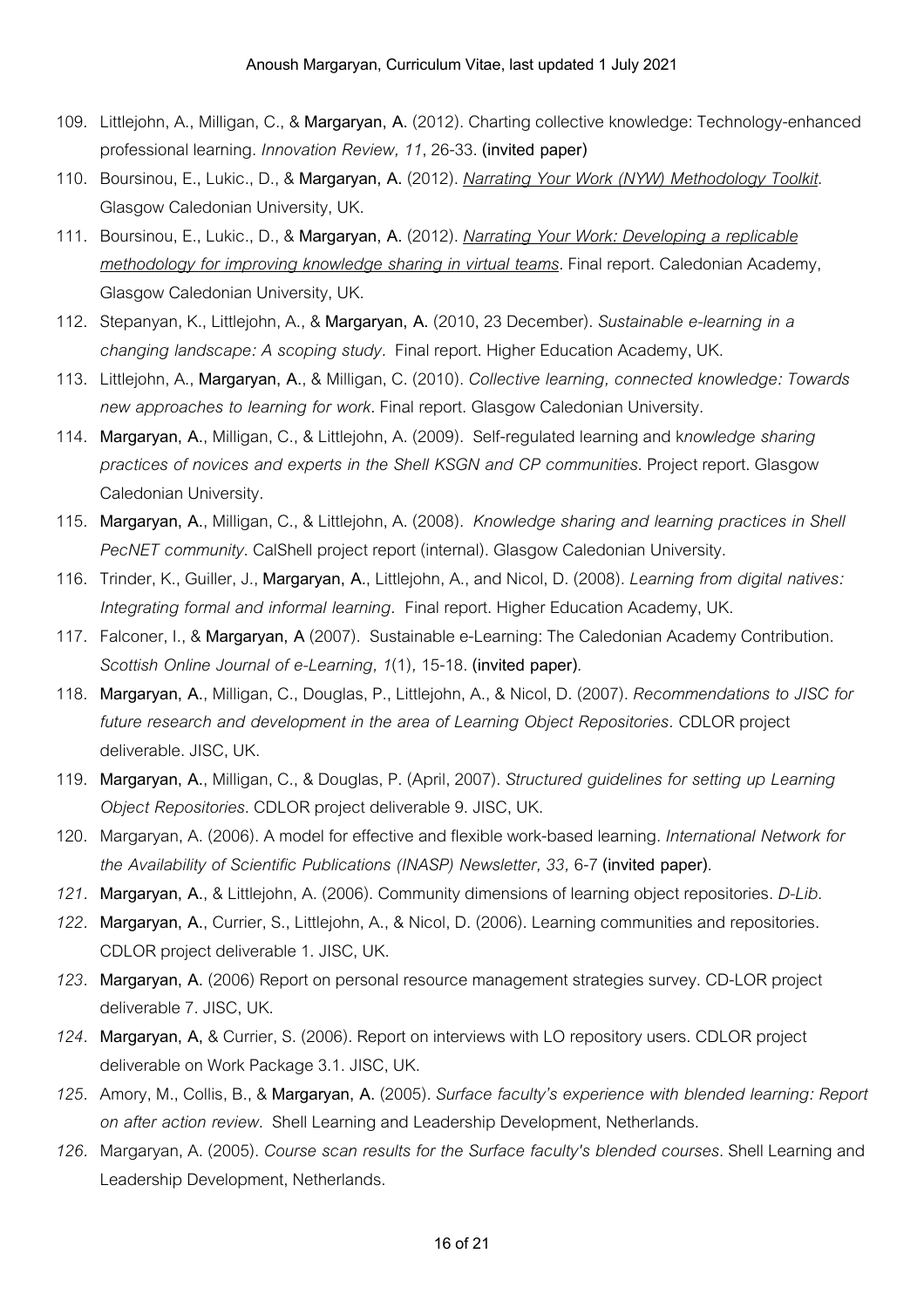109. Littlejohn, A., Milligan, C., & **Margaryan, A.** (2012). Charting collective knowledge: Technology-enhanced professional learning. *Innovation Review, 11*, 26-33. **(invited paper)**
110. Boursinou, E., Lukic., D., & **Margaryan, A.** (2012). *Narrating Your Work (NYW) Methodology Toolkit*. Glasgow Caledonian University, UK.
111. Boursinou, E., Lukic., D., & **Margaryan, A.** (2012). *Narrating Your Work: Developing a replicable methodology for improving knowledge sharing in virtual teams*. Final report. Caledonian Academy, Glasgow Caledonian University, UK.
112. Stepanyan, K., Littlejohn, A., & **Margaryan, A.** (2010, 23 December). *Sustainable e-learning in a changing landscape: A scoping study*. Final report. Higher Education Academy, UK.
113. Littlejohn, A., **Margaryan, A.**, & Milligan, C. (2010). *Collective learning, connected knowledge: Towards new approaches to learning for work*. Final report. Glasgow Caledonian University.
114. **Margaryan, A.**, Milligan, C., & Littlejohn, A. (2009). Self-regulated learning and k*nowledge sharing practices of novices and experts in the Shell KSGN and CP communities*. Project report. Glasgow Caledonian University.
115. **Margaryan, A.**, Milligan, C., & Littlejohn, A. (2008). *Knowledge sharing and learning practices in Shell PecNET community*. CalShell project report (internal). Glasgow Caledonian University.
116. Trinder, K., Guiller, J., **Margaryan, A.**, Littlejohn, A., and Nicol, D. (2008). *Learning from digital natives: Integrating formal and informal learning*. Final report. Higher Education Academy, UK.
117. Falconer, I., & **Margaryan, A** (2007). Sustainable e-Learning: The Caledonian Academy Contribution. *Scottish Online Journal of e-Learning, 1*(1), 15-18. **(invited paper)**.
118. **Margaryan, A.**, Milligan, C., Douglas, P., Littlejohn, A., & Nicol, D. (2007). *Recommendations to JISC for future research and development in the area of Learning Object Repositories*. CDLOR project deliverable. JISC, UK.
119. **Margaryan, A.**, Milligan, C., & Douglas, P. (April, 2007). *Structured guidelines for setting up Learning Object Repositories*. CDLOR project deliverable 9. JISC, UK.
120. Margaryan, A. (2006). A model for effective and flexible work-based learning. *International Network for the Availability of Scientific Publications (INASP) Newsletter, 33*, 6-7 **(invited paper)**.
121. **Margaryan, A.**, & Littlejohn, A. (2006). Community dimensions of learning object repositories. *D-Lib*.
122. **Margaryan, A.**, Currier, S., Littlejohn, A., & Nicol, D. (2006). Learning communities and repositories. CDLOR project deliverable 1. JISC, UK.
123. **Margaryan, A.** (2006) Report on personal resource management strategies survey. CD-LOR project deliverable 7. JISC, UK.
124. **Margaryan, A,** & Currier, S. (2006). Report on interviews with LO repository users. CDLOR project deliverable on Work Package 3.1. JISC, UK.
125. Amory, M., Collis, B., & **Margaryan, A.** (2005). *Surface faculty's experience with blended learning: Report on after action review.* Shell Learning and Leadership Development, Netherlands.
126. Margaryan, A. (2005). *Course scan results for the Surface faculty's blended courses*. Shell Learning and Leadership Development, Netherlands.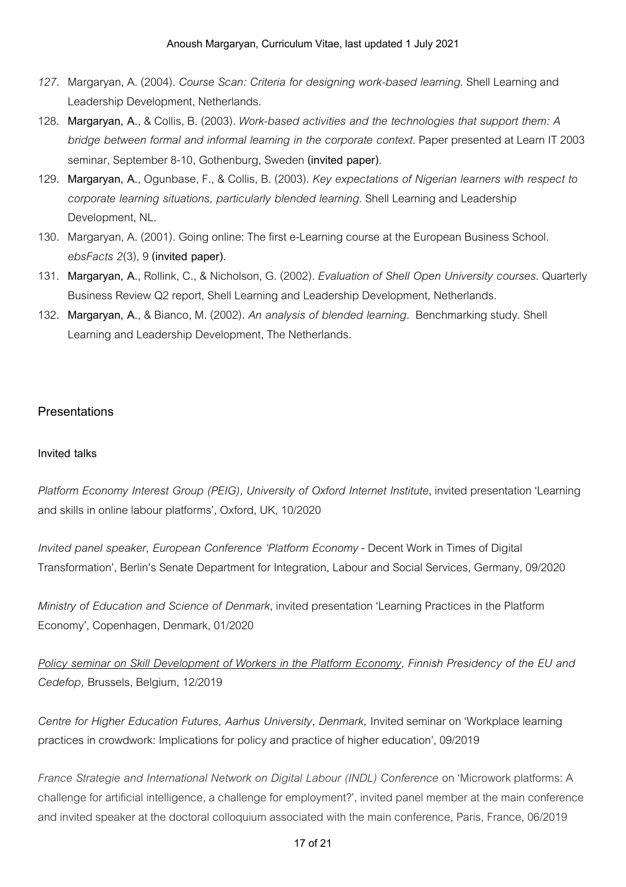127. Margaryan, A. (2004). *Course Scan: Criteria for designing work-based learning*. Shell Learning and Leadership Development, Netherlands.
128. **Margaryan, A.**, & Collis, B. (2003). *Work-based activities and the technologies that support them: A bridge between formal and informal learning in the corporate context*. Paper presented at Learn IT 2003 seminar, September 8-10, Gothenburg, Sweden **(invited paper)**.
129. **Margaryan, A.**, Ogunbase, F., & Collis, B. (2003). *Key expectations of Nigerian learners with respect to corporate learning situations, particularly blended learning*. Shell Learning and Leadership Development, NL.
130. Margaryan, A. (2001). Going online: The first e-Learning course at the European Business School. *ebsFacts 2*(3), 9 **(invited paper)**.
131. **Margaryan, A.**, Rollink, C., & Nicholson, G. (2002). *Evaluation of Shell Open University courses*. Quarterly Business Review Q2 report, Shell Learning and Leadership Development, Netherlands.
132. **Margaryan, A.**, & Bianco, M. (2002). *An analysis of blended learning*. Benchmarking study. Shell Learning and Leadership Development, The Netherlands.

## Presentations

### Invited talks

*Platform Economy Interest Group (PEIG), University of Oxford Internet Institute*, invited presentation 'Learning and skills in online labour platforms', Oxford, UK, 10/2020

*Invited panel speaker, European Conference 'Platform Economy* - Decent Work in Times of Digital Transformation', Berlin's Senate Department for Integration, Labour and Social Services, Germany, 09/2020

*Ministry of Education and Science of Denmark*, invited presentation 'Learning Practices in the Platform Economy', Copenhagen, Denmark, 01/2020

*Policy seminar on Skill Development of Workers in the Platform Economy, Finnish Presidency of the EU and Cedefop,* Brussels, Belgium, 12/2019

*Centre for Higher Education Futures, Aarhus University, Denmark,* Invited seminar on 'Workplace learning practices in crowdwork: Implications for policy and practice of higher education', 09/2019

*France Strategie and International Network on Digital Labour (INDL) Conference* on 'Microwork platforms: A challenge for artificial intelligence, a challenge for employment?', invited panel member at the main conference and invited speaker at the doctoral colloquium associated with the main conference, Paris, France, 06/2019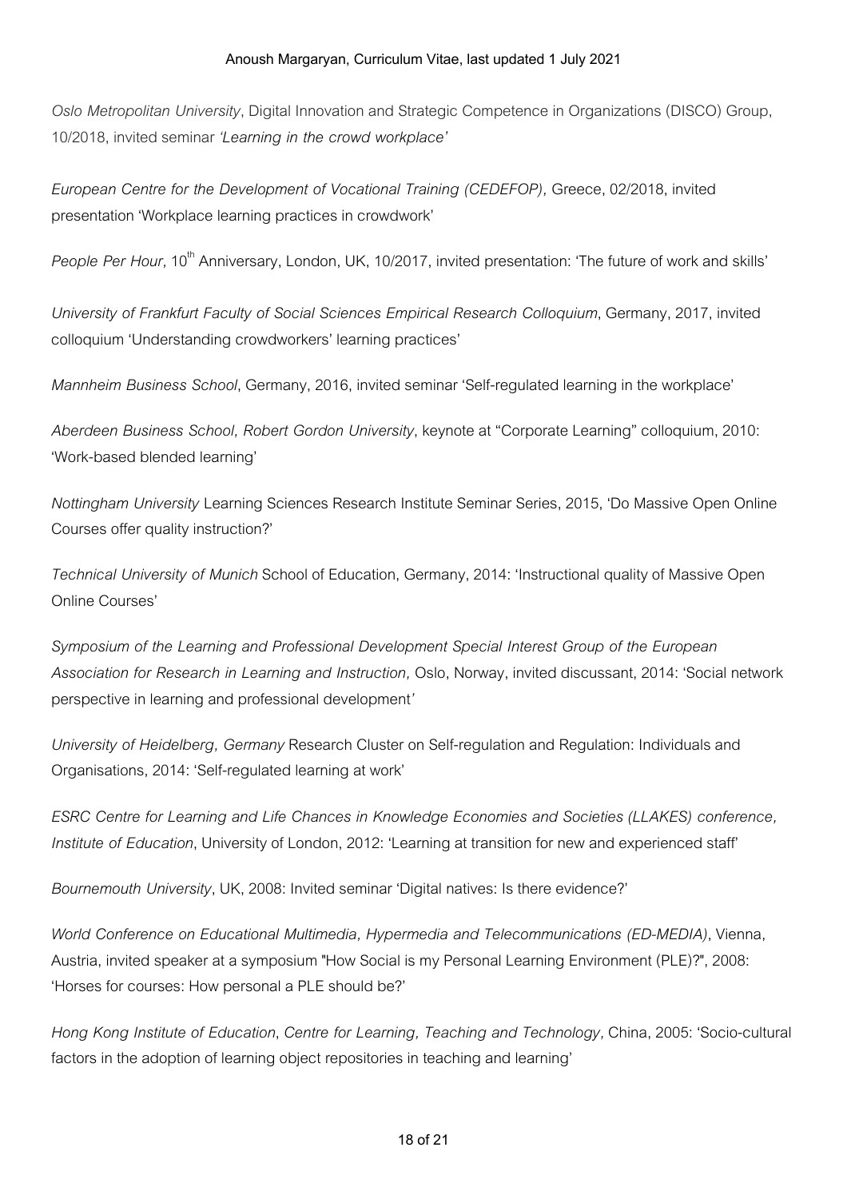*Oslo Metropolitan University*, Digital Innovation and Strategic Competence in Organizations (DISCO) Group, 10/2018, invited seminar *'Learning in the crowd workplace'*

*European Centre for the Development of Vocational Training (CEDEFOP),* Greece, 02/2018, invited presentation 'Workplace learning practices in crowdwork'

*People Per Hour,* 10th Anniversary, London, UK, 10/2017, invited presentation: 'The future of work and skills'

*University of Frankfurt Faculty of Social Sciences Empirical Research Colloquium*, Germany, 2017, invited colloquium 'Understanding crowdworkers' learning practices'

*Mannheim Business School*, Germany, 2016, invited seminar 'Self-regulated learning in the workplace'

*Aberdeen Business School, Robert Gordon University*, keynote at "Corporate Learning" colloquium, 2010: 'Work-based blended learning'

*Nottingham University* Learning Sciences Research Institute Seminar Series, 2015, 'Do Massive Open Online Courses offer quality instruction?'

*Technical University of Munich* School of Education, Germany, 2014: 'Instructional quality of Massive Open Online Courses'

*Symposium of the Learning and Professional Development Special Interest Group of the European Association for Research in Learning and Instruction,* Oslo, Norway, invited discussant, 2014: 'Social network perspective in learning and professional development'

*University of Heidelberg, Germany* Research Cluster on Self-regulation and Regulation: Individuals and Organisations, 2014: 'Self-regulated learning at work'

*ESRC Centre for Learning and Life Chances in Knowledge Economies and Societies (LLAKES) conference, Institute of Education*, University of London, 2012: 'Learning at transition for new and experienced staff'

*Bournemouth University*, UK, 2008: Invited seminar 'Digital natives: Is there evidence?'

*World Conference on Educational Multimedia, Hypermedia and Telecommunications (ED-MEDIA)*, Vienna, Austria, invited speaker at a symposium "How Social is my Personal Learning Environment (PLE)?", 2008: 'Horses for courses: How personal a PLE should be?'

*Hong Kong Institute of Education*, *Centre for Learning, Teaching and Technology,* China, 2005: 'Socio-cultural factors in the adoption of learning object repositories in teaching and learning'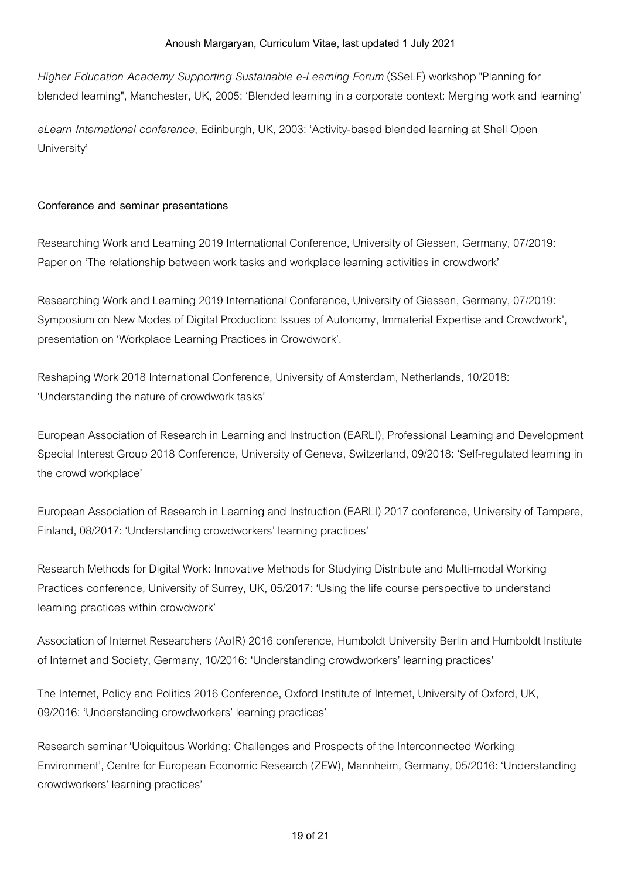*Higher Education Academy Supporting Sustainable e-Learning Forum* (SSeLF) workshop "Planning for blended learning", Manchester, UK, 2005: 'Blended learning in a corporate context: Merging work and learning'

*eLearn International conference*, Edinburgh, UK, 2003: 'Activity-based blended learning at Shell Open University'

**Conference and seminar presentations**

Researching Work and Learning 2019 International Conference, University of Giessen, Germany, 07/2019: Paper on 'The relationship between work tasks and workplace learning activities in crowdwork'

Researching Work and Learning 2019 International Conference, University of Giessen, Germany, 07/2019: Symposium on New Modes of Digital Production: Issues of Autonomy, Immaterial Expertise and Crowdwork', presentation on 'Workplace Learning Practices in Crowdwork'.

Reshaping Work 2018 International Conference, University of Amsterdam, Netherlands, 10/2018: 'Understanding the nature of crowdwork tasks'

European Association of Research in Learning and Instruction (EARLI), Professional Learning and Development Special Interest Group 2018 Conference, University of Geneva, Switzerland, 09/2018: 'Self-regulated learning in the crowd workplace'

European Association of Research in Learning and Instruction (EARLI) 2017 conference, University of Tampere, Finland, 08/2017: 'Understanding crowdworkers' learning practices'

Research Methods for Digital Work: Innovative Methods for Studying Distribute and Multi-modal Working Practices conference, University of Surrey, UK, 05/2017: 'Using the life course perspective to understand learning practices within crowdwork'

Association of Internet Researchers (AoIR) 2016 conference, Humboldt University Berlin and Humboldt Institute of Internet and Society, Germany, 10/2016: 'Understanding crowdworkers' learning practices'

The Internet, Policy and Politics 2016 Conference, Oxford Institute of Internet, University of Oxford, UK, 09/2016: 'Understanding crowdworkers' learning practices'

Research seminar 'Ubiquitous Working: Challenges and Prospects of the Interconnected Working Environment', Centre for European Economic Research (ZEW), Mannheim, Germany, 05/2016: 'Understanding crowdworkers' learning practices'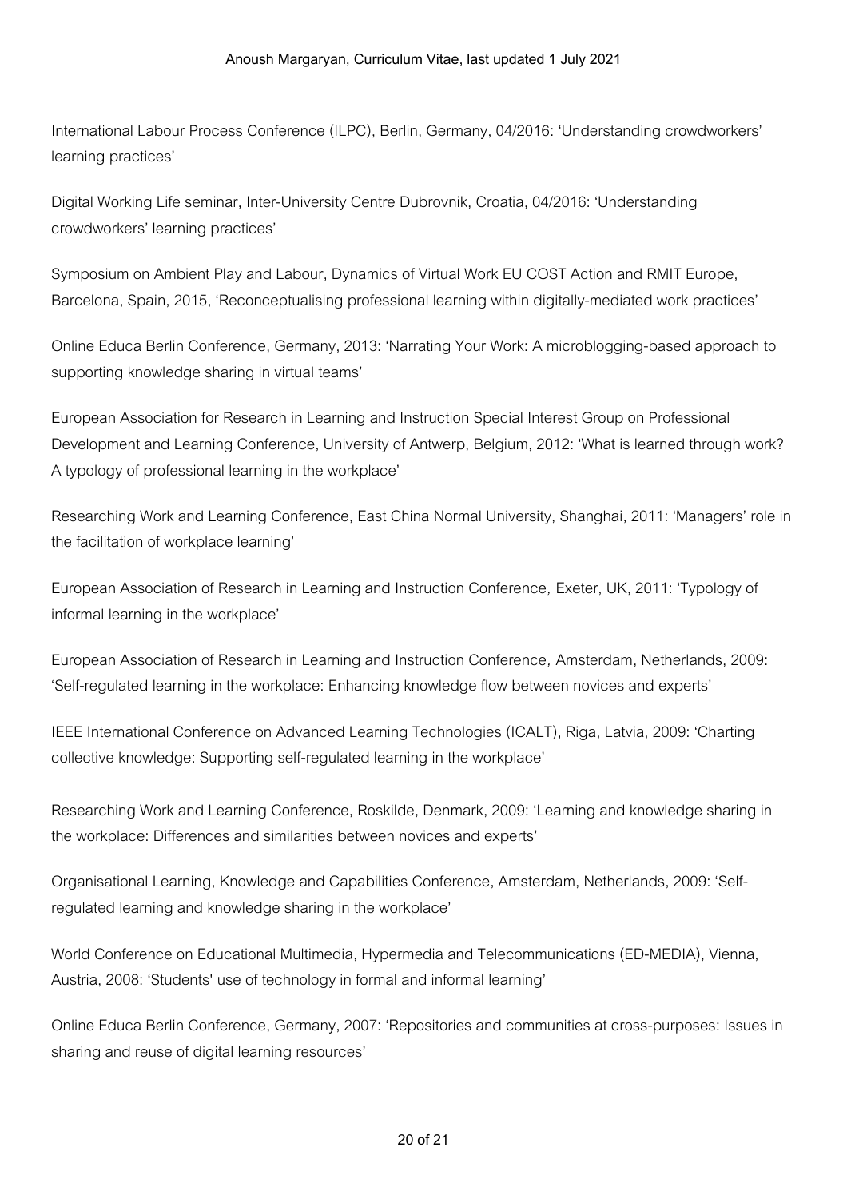International Labour Process Conference (ILPC), Berlin, Germany, 04/2016: 'Understanding crowdworkers' learning practices'

Digital Working Life seminar, Inter-University Centre Dubrovnik, Croatia, 04/2016: 'Understanding crowdworkers' learning practices'

Symposium on Ambient Play and Labour, Dynamics of Virtual Work EU COST Action and RMIT Europe, Barcelona, Spain, 2015, 'Reconceptualising professional learning within digitally-mediated work practices'

Online Educa Berlin Conference, Germany, 2013: 'Narrating Your Work: A microblogging-based approach to supporting knowledge sharing in virtual teams'

European Association for Research in Learning and Instruction Special Interest Group on Professional Development and Learning Conference, University of Antwerp, Belgium, 2012: 'What is learned through work? A typology of professional learning in the workplace'

Researching Work and Learning Conference, East China Normal University, Shanghai, 2011: 'Managers' role in the facilitation of workplace learning'

European Association of Research in Learning and Instruction Conference, Exeter, UK, 2011: 'Typology of informal learning in the workplace'

European Association of Research in Learning and Instruction Conference, Amsterdam, Netherlands, 2009: 'Self-regulated learning in the workplace: Enhancing knowledge flow between novices and experts'

IEEE International Conference on Advanced Learning Technologies (ICALT), Riga, Latvia, 2009: 'Charting collective knowledge: Supporting self-regulated learning in the workplace'

Researching Work and Learning Conference, Roskilde, Denmark, 2009: 'Learning and knowledge sharing in the workplace: Differences and similarities between novices and experts'

Organisational Learning, Knowledge and Capabilities Conference, Amsterdam, Netherlands, 2009: 'Self-regulated learning and knowledge sharing in the workplace'

World Conference on Educational Multimedia, Hypermedia and Telecommunications (ED-MEDIA), Vienna, Austria, 2008: 'Students' use of technology in formal and informal learning'

Online Educa Berlin Conference, Germany, 2007: 'Repositories and communities at cross-purposes: Issues in sharing and reuse of digital learning resources'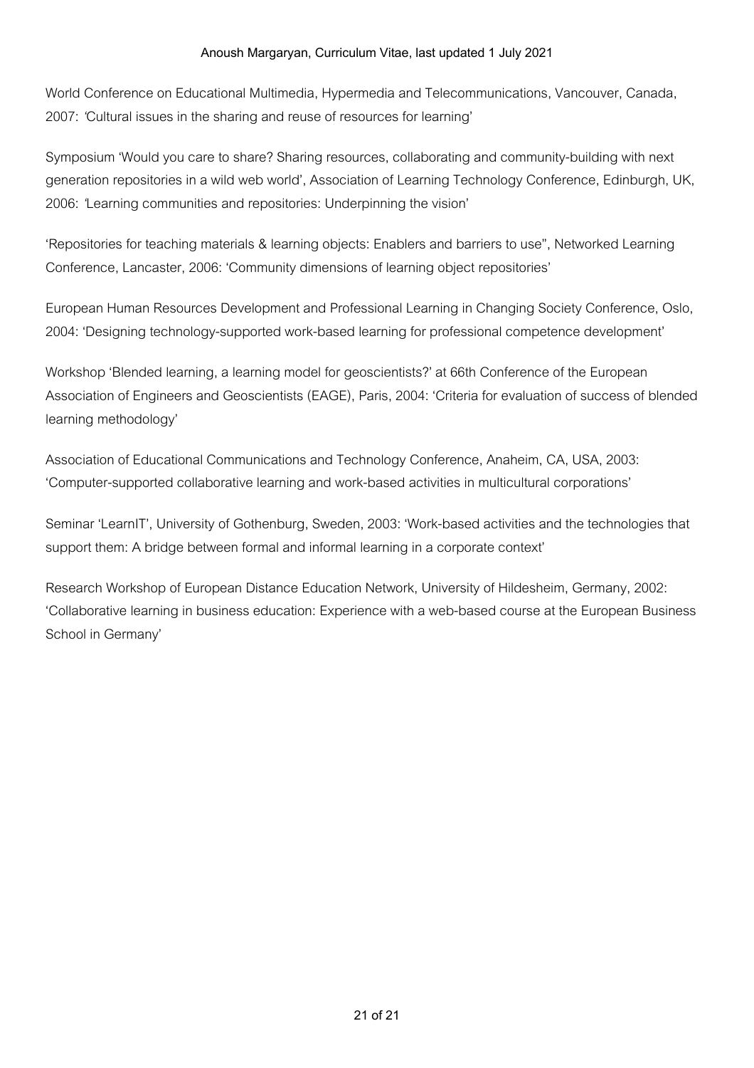World Conference on Educational Multimedia, Hypermedia and Telecommunications, Vancouver, Canada, 2007: 'Cultural issues in the sharing and reuse of resources for learning'

Symposium 'Would you care to share? Sharing resources, collaborating and community-building with next generation repositories in a wild web world', Association of Learning Technology Conference, Edinburgh, UK, 2006: 'Learning communities and repositories: Underpinning the vision'

'Repositories for teaching materials & learning objects: Enablers and barriers to use", Networked Learning Conference, Lancaster, 2006: 'Community dimensions of learning object repositories'

European Human Resources Development and Professional Learning in Changing Society Conference, Oslo, 2004: 'Designing technology-supported work-based learning for professional competence development'

Workshop 'Blended learning, a learning model for geoscientists?' at 66th Conference of the European Association of Engineers and Geoscientists (EAGE), Paris, 2004: 'Criteria for evaluation of success of blended learning methodology'

Association of Educational Communications and Technology Conference, Anaheim, CA, USA, 2003: 'Computer-supported collaborative learning and work-based activities in multicultural corporations'

Seminar 'LearnIT', University of Gothenburg, Sweden, 2003: 'Work-based activities and the technologies that support them: A bridge between formal and informal learning in a corporate context'

Research Workshop of European Distance Education Network, University of Hildesheim, Germany, 2002: 'Collaborative learning in business education: Experience with a web-based course at the European Business School in Germany'